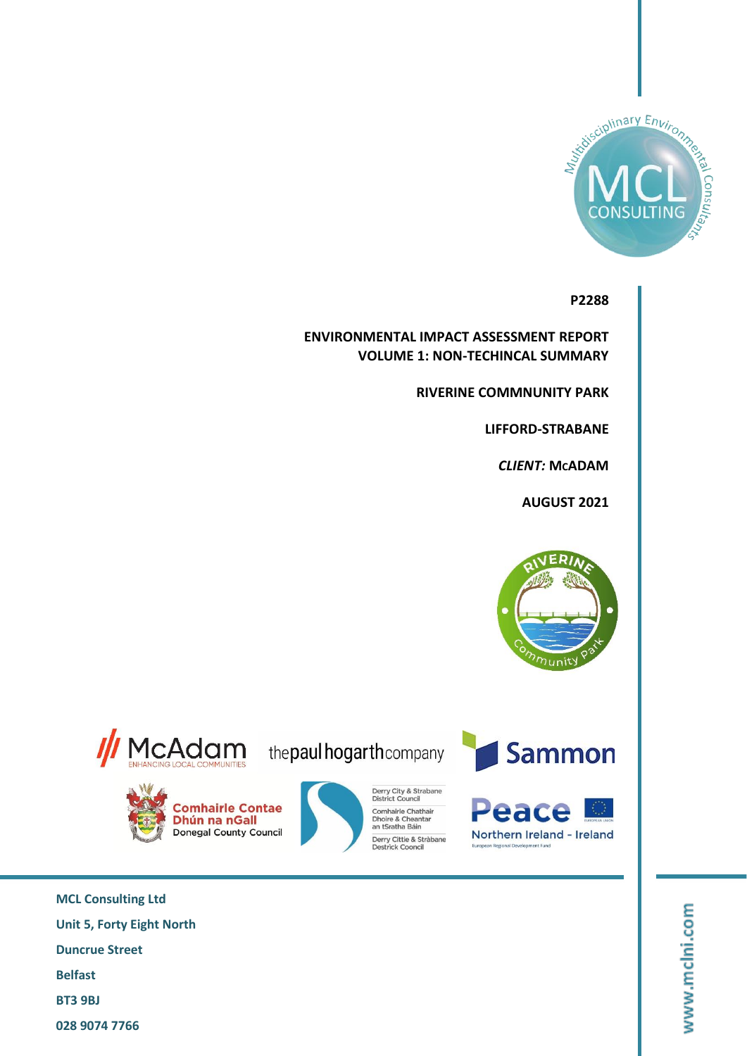P2288

**ENVIRONMENTAL IMPACT ASSESSMENT REPORT**
**VOLUME 1: NON-TECHINCAL SUMMARY**

**RIVERINE COMMNUNITY PARK**

**LIFFORD-STRABANE**

***CLIENT:* McADAM**

**AUGUST 2021**

**MCL Consulting Ltd**
**Unit 5, Forty Eight North**
**Duncrue Street**
**Belfast**
**BT3 9BJ**
**028 9074 7766**

www.mclni.com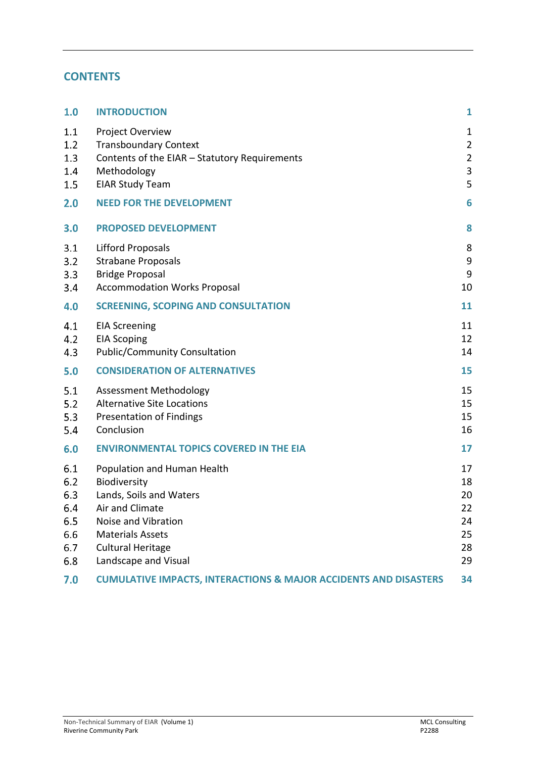## CONTENTS

| | | |
|---|---|---|
| **1.0** | **INTRODUCTION** | **1** |
| 1.1 | Project Overview | 1 |
| 1.2 | Transboundary Context | 2 |
| 1.3 | Contents of the EIAR – Statutory Requirements | 2 |
| 1.4 | Methodology | 3 |
| 1.5 | EIAR Study Team | 5 |
| **2.0** | **NEED FOR THE DEVELOPMENT** | **6** |
| **3.0** | **PROPOSED DEVELOPMENT** | **8** |
| 3.1 | Lifford Proposals | 8 |
| 3.2 | Strabane Proposals | 9 |
| 3.3 | Bridge Proposal | 9 |
| 3.4 | Accommodation Works Proposal | 10 |
| **4.0** | **SCREENING, SCOPING AND CONSULTATION** | **11** |
| 4.1 | EIA Screening | 11 |
| 4.2 | EIA Scoping | 12 |
| 4.3 | Public/Community Consultation | 14 |
| **5.0** | **CONSIDERATION OF ALTERNATIVES** | **15** |
| 5.1 | Assessment Methodology | 15 |
| 5.2 | Alternative Site Locations | 15 |
| 5.3 | Presentation of Findings | 15 |
| 5.4 | Conclusion | 16 |
| **6.0** | **ENVIRONMENTAL TOPICS COVERED IN THE EIA** | **17** |
| 6.1 | Population and Human Health | 17 |
| 6.2 | Biodiversity | 18 |
| 6.3 | Lands, Soils and Waters | 20 |
| 6.4 | Air and Climate | 22 |
| 6.5 | Noise and Vibration | 24 |
| 6.6 | Materials Assets | 25 |
| 6.7 | Cultural Heritage | 28 |
| 6.8 | Landscape and Visual | 29 |
| **7.0** | **CUMULATIVE IMPACTS, INTERACTIONS & MAJOR ACCIDENTS AND DISASTERS** | **34** |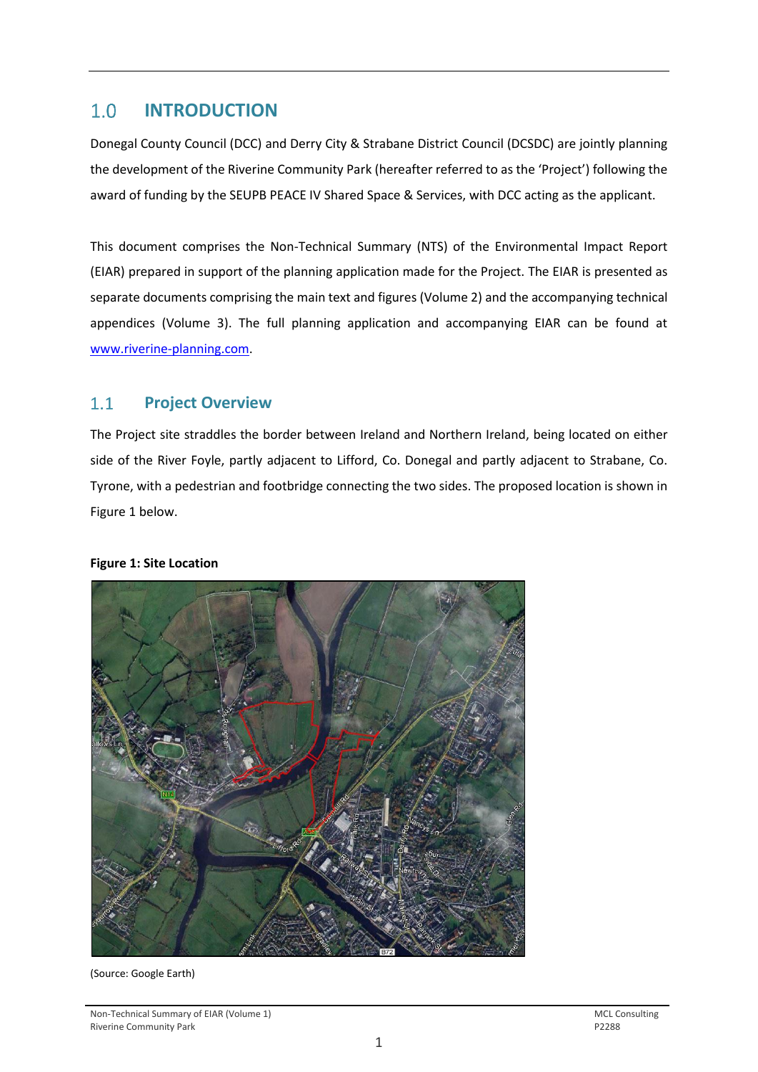# 1.0 INTRODUCTION

Donegal County Council (DCC) and Derry City & Strabane District Council (DCSDC) are jointly planning the development of the Riverine Community Park (hereafter referred to as the 'Project') following the award of funding by the SEUPB PEACE IV Shared Space & Services, with DCC acting as the applicant.

This document comprises the Non-Technical Summary (NTS) of the Environmental Impact Report (EIAR) prepared in support of the planning application made for the Project. The EIAR is presented as separate documents comprising the main text and figures (Volume 2) and the accompanying technical appendices (Volume 3). The full planning application and accompanying EIAR can be found at www.riverine-planning.com.

## 1.1 Project Overview

The Project site straddles the border between Ireland and Northern Ireland, being located on either side of the River Foyle, partly adjacent to Lifford, Co. Donegal and partly adjacent to Strabane, Co. Tyrone, with a pedestrian and footbridge connecting the two sides. The proposed location is shown in Figure 1 below.

**Figure 1: Site Location**

(Source: Google Earth)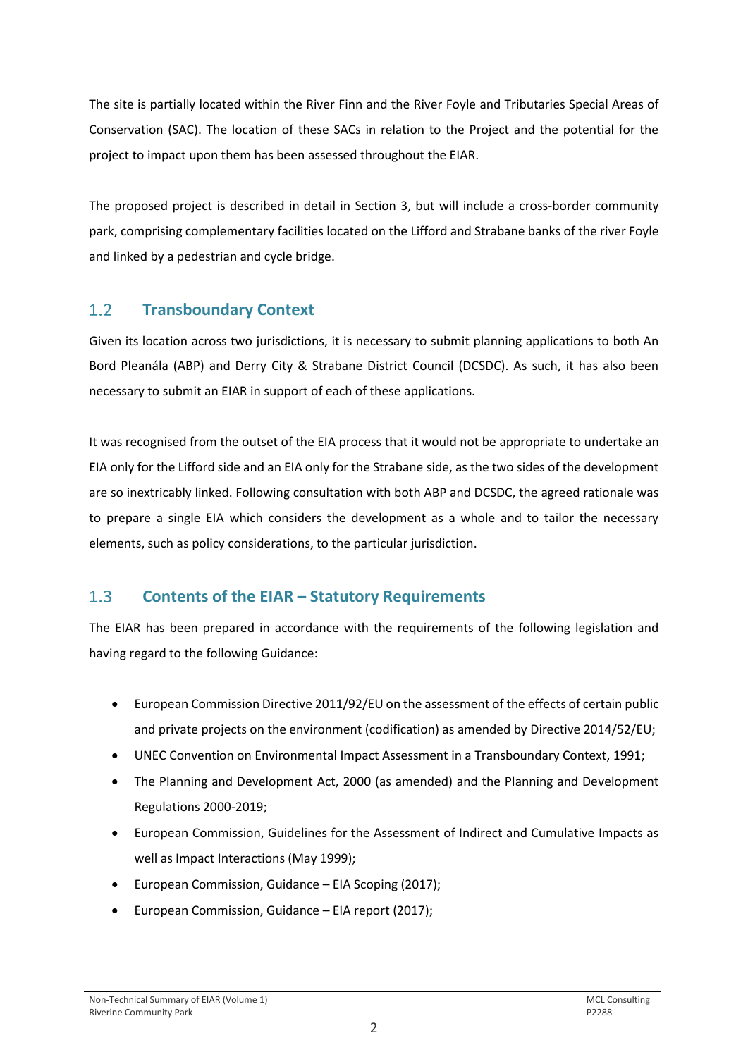The site is partially located within the River Finn and the River Foyle and Tributaries Special Areas of Conservation (SAC). The location of these SACs in relation to the Project and the potential for the project to impact upon them has been assessed throughout the EIAR.

The proposed project is described in detail in Section 3, but will include a cross-border community park, comprising complementary facilities located on the Lifford and Strabane banks of the river Foyle and linked by a pedestrian and cycle bridge.

## 1.2 Transboundary Context

Given its location across two jurisdictions, it is necessary to submit planning applications to both An Bord Pleanála (ABP) and Derry City & Strabane District Council (DCSDC). As such, it has also been necessary to submit an EIAR in support of each of these applications.

It was recognised from the outset of the EIA process that it would not be appropriate to undertake an EIA only for the Lifford side and an EIA only for the Strabane side, as the two sides of the development are so inextricably linked. Following consultation with both ABP and DCSDC, the agreed rationale was to prepare a single EIA which considers the development as a whole and to tailor the necessary elements, such as policy considerations, to the particular jurisdiction.

## 1.3 Contents of the EIAR – Statutory Requirements

The EIAR has been prepared in accordance with the requirements of the following legislation and having regard to the following Guidance:

- European Commission Directive 2011/92/EU on the assessment of the effects of certain public and private projects on the environment (codification) as amended by Directive 2014/52/EU;
- UNEC Convention on Environmental Impact Assessment in a Transboundary Context, 1991;
- The Planning and Development Act, 2000 (as amended) and the Planning and Development Regulations 2000-2019;
- European Commission, Guidelines for the Assessment of Indirect and Cumulative Impacts as well as Impact Interactions (May 1999);
- European Commission, Guidance – EIA Scoping (2017);
- European Commission, Guidance – EIA report (2017);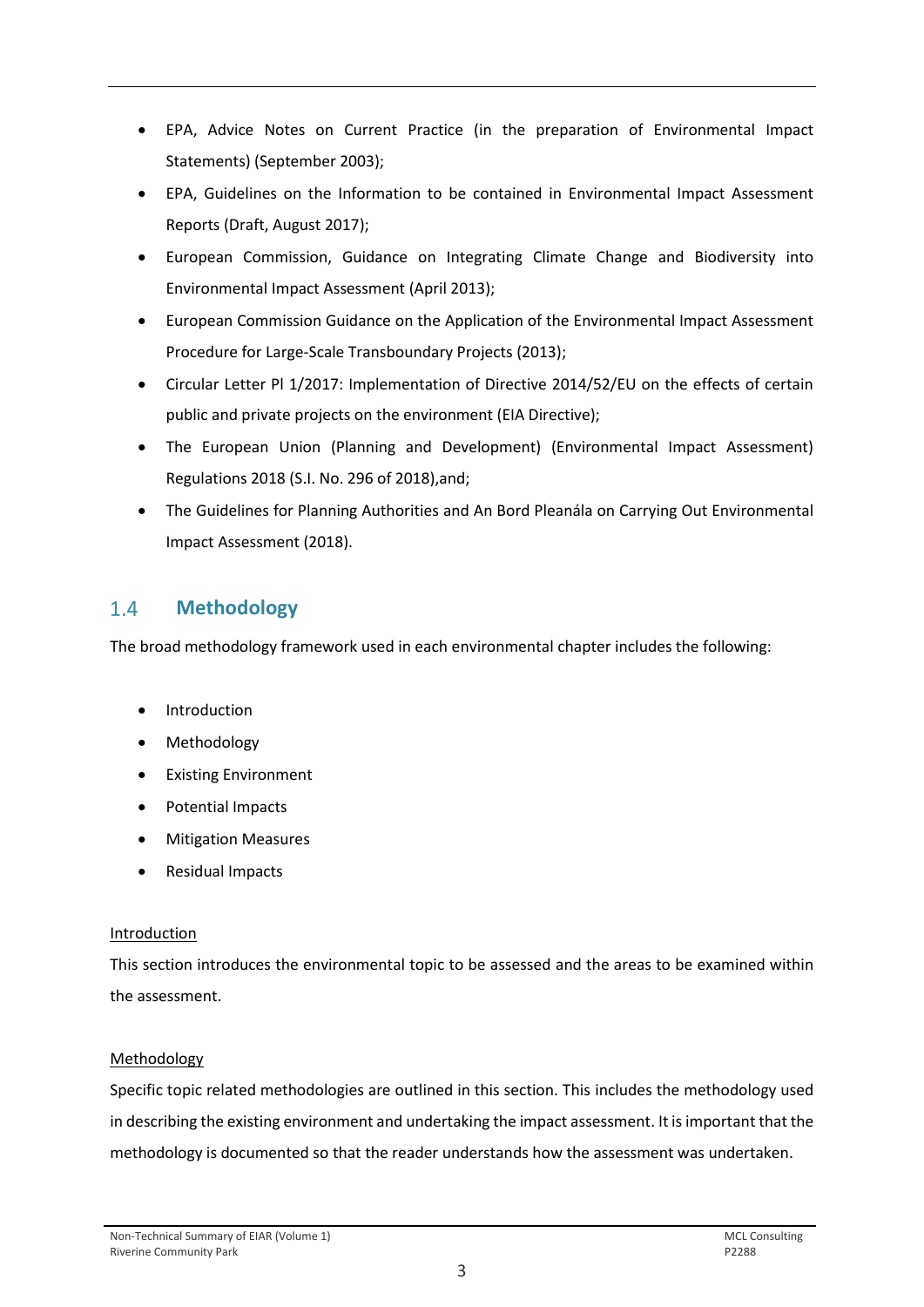- EPA, Advice Notes on Current Practice (in the preparation of Environmental Impact Statements) (September 2003);
- EPA, Guidelines on the Information to be contained in Environmental Impact Assessment Reports (Draft, August 2017);
- European Commission, Guidance on Integrating Climate Change and Biodiversity into Environmental Impact Assessment (April 2013);
- European Commission Guidance on the Application of the Environmental Impact Assessment Procedure for Large-Scale Transboundary Projects (2013);
- Circular Letter Pl 1/2017: Implementation of Directive 2014/52/EU on the effects of certain public and private projects on the environment (EIA Directive);
- The European Union (Planning and Development) (Environmental Impact Assessment) Regulations 2018 (S.I. No. 296 of 2018),and;
- The Guidelines for Planning Authorities and An Bord Pleanála on Carrying Out Environmental Impact Assessment (2018).

## 1.4 Methodology

The broad methodology framework used in each environmental chapter includes the following:

- Introduction
- Methodology
- Existing Environment
- Potential Impacts
- Mitigation Measures
- Residual Impacts

Introduction

This section introduces the environmental topic to be assessed and the areas to be examined within the assessment.

Methodology

Specific topic related methodologies are outlined in this section. This includes the methodology used in describing the existing environment and undertaking the impact assessment. It is important that the methodology is documented so that the reader understands how the assessment was undertaken.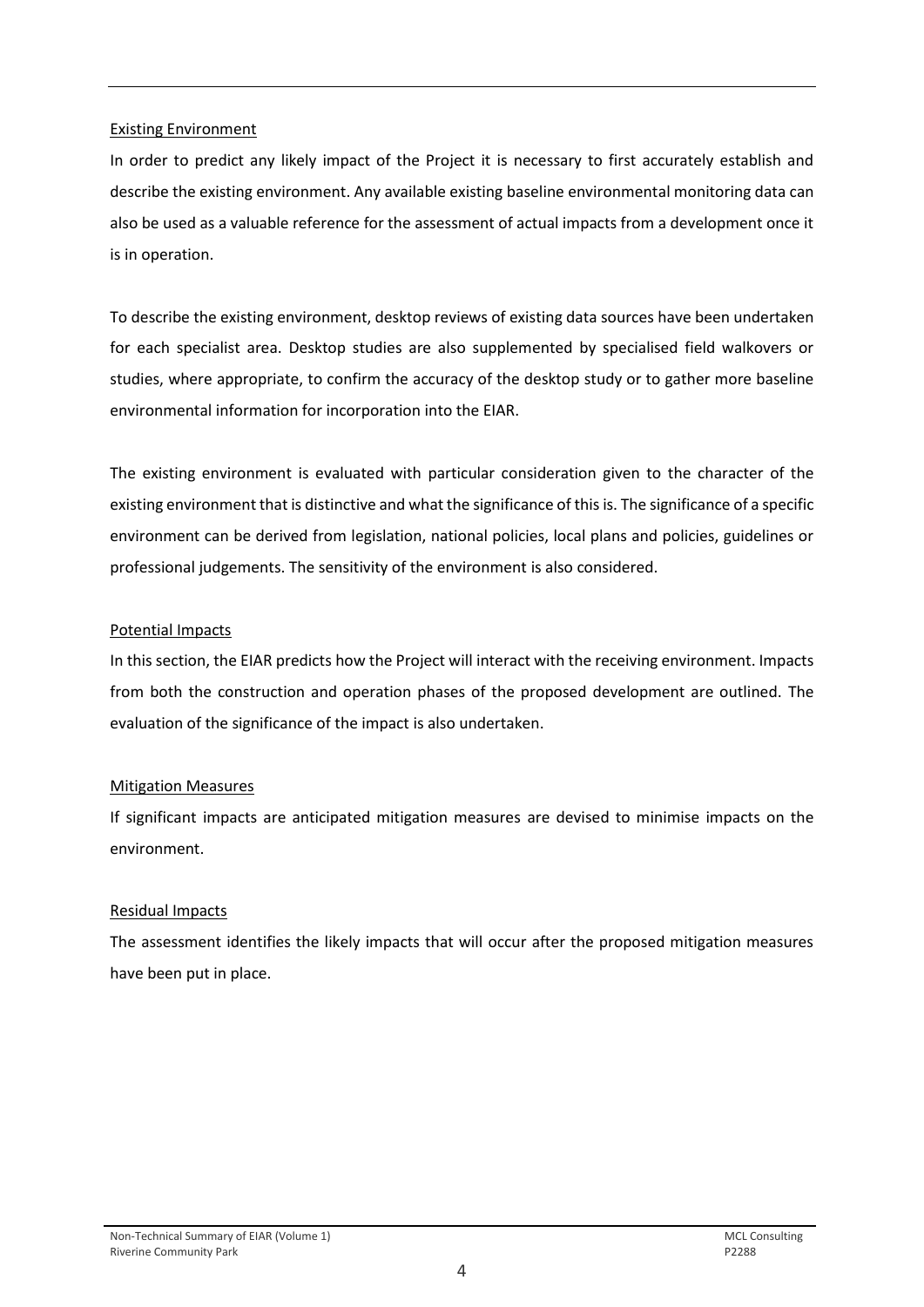Existing Environment

In order to predict any likely impact of the Project it is necessary to first accurately establish and describe the existing environment. Any available existing baseline environmental monitoring data can also be used as a valuable reference for the assessment of actual impacts from a development once it is in operation.

To describe the existing environment, desktop reviews of existing data sources have been undertaken for each specialist area. Desktop studies are also supplemented by specialised field walkovers or studies, where appropriate, to confirm the accuracy of the desktop study or to gather more baseline environmental information for incorporation into the EIAR.

The existing environment is evaluated with particular consideration given to the character of the existing environment that is distinctive and what the significance of this is. The significance of a specific environment can be derived from legislation, national policies, local plans and policies, guidelines or professional judgements. The sensitivity of the environment is also considered.

Potential Impacts

In this section, the EIAR predicts how the Project will interact with the receiving environment. Impacts from both the construction and operation phases of the proposed development are outlined. The evaluation of the significance of the impact is also undertaken.

Mitigation Measures

If significant impacts are anticipated mitigation measures are devised to minimise impacts on the environment.

Residual Impacts

The assessment identifies the likely impacts that will occur after the proposed mitigation measures have been put in place.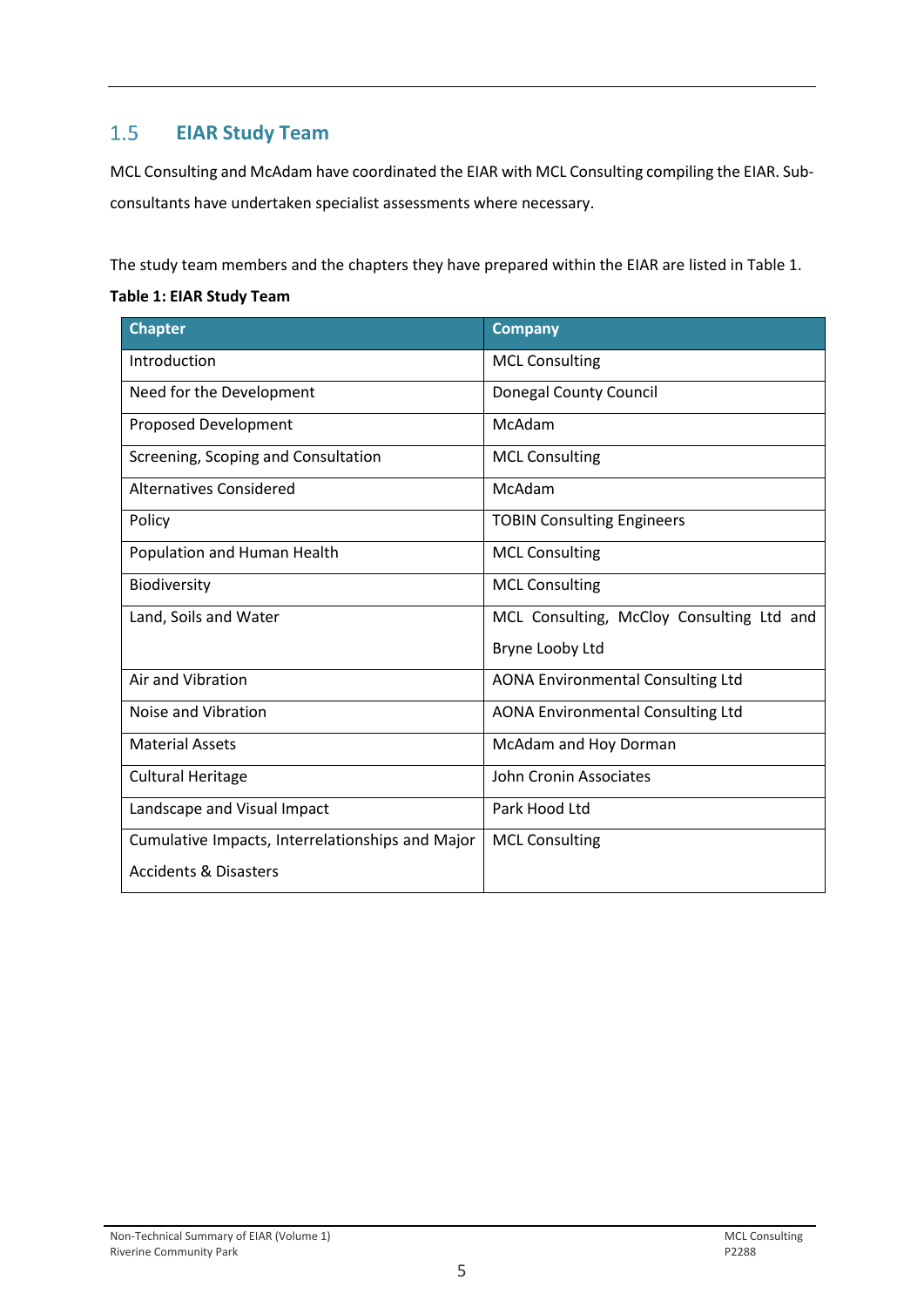## 1.5 EIAR Study Team

MCL Consulting and McAdam have coordinated the EIAR with MCL Consulting compiling the EIAR. Sub-consultants have undertaken specialist assessments where necessary.

The study team members and the chapters they have prepared within the EIAR are listed in Table 1.

**Table 1: EIAR Study Team**

| Chapter | Company |
|---|---|
| Introduction | MCL Consulting |
| Need for the Development | Donegal County Council |
| Proposed Development | McAdam |
| Screening, Scoping and Consultation | MCL Consulting |
| Alternatives Considered | McAdam |
| Policy | TOBIN Consulting Engineers |
| Population and Human Health | MCL Consulting |
| Biodiversity | MCL Consulting |
| Land, Soils and Water | MCL Consulting, McCloy Consulting Ltd and Bryne Looby Ltd |
| Air and Vibration | AONA Environmental Consulting Ltd |
| Noise and Vibration | AONA Environmental Consulting Ltd |
| Material Assets | McAdam and Hoy Dorman |
| Cultural Heritage | John Cronin Associates |
| Landscape and Visual Impact | Park Hood Ltd |
| Cumulative Impacts, Interrelationships and Major Accidents & Disasters | MCL Consulting |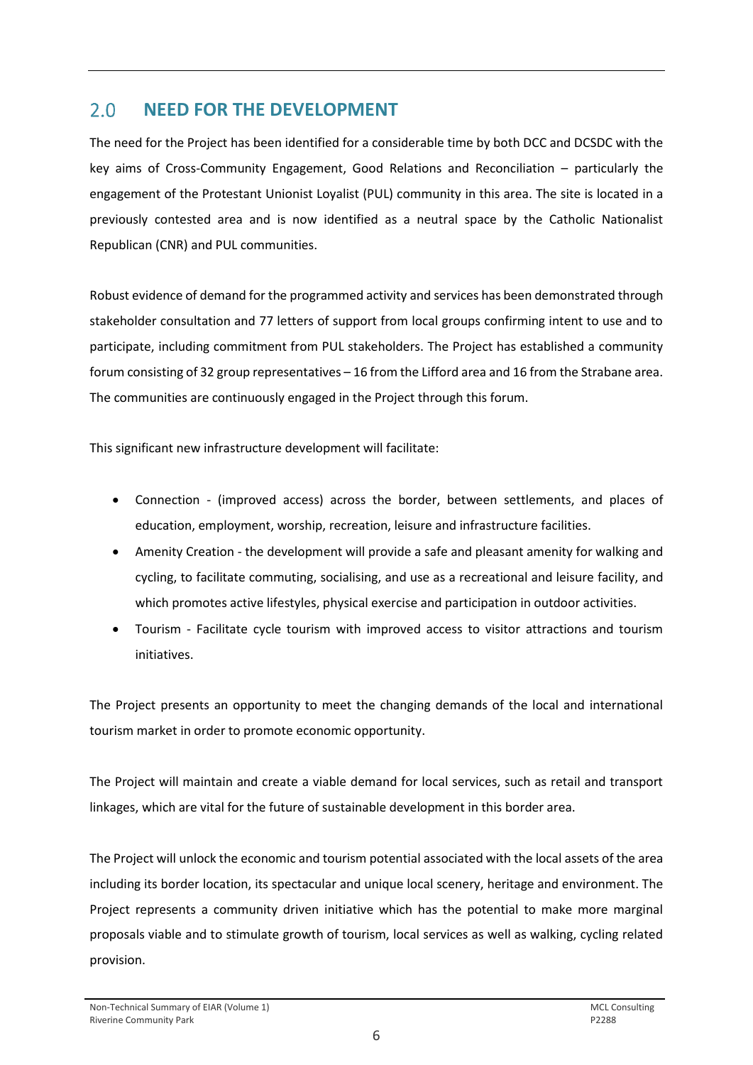## 2.0 NEED FOR THE DEVELOPMENT

The need for the Project has been identified for a considerable time by both DCC and DCSDC with the key aims of Cross-Community Engagement, Good Relations and Reconciliation – particularly the engagement of the Protestant Unionist Loyalist (PUL) community in this area. The site is located in a previously contested area and is now identified as a neutral space by the Catholic Nationalist Republican (CNR) and PUL communities.

Robust evidence of demand for the programmed activity and services has been demonstrated through stakeholder consultation and 77 letters of support from local groups confirming intent to use and to participate, including commitment from PUL stakeholders. The Project has established a community forum consisting of 32 group representatives – 16 from the Lifford area and 16 from the Strabane area. The communities are continuously engaged in the Project through this forum.

This significant new infrastructure development will facilitate:

- Connection - (improved access) across the border, between settlements, and places of education, employment, worship, recreation, leisure and infrastructure facilities.
- Amenity Creation - the development will provide a safe and pleasant amenity for walking and cycling, to facilitate commuting, socialising, and use as a recreational and leisure facility, and which promotes active lifestyles, physical exercise and participation in outdoor activities.
- Tourism - Facilitate cycle tourism with improved access to visitor attractions and tourism initiatives.

The Project presents an opportunity to meet the changing demands of the local and international tourism market in order to promote economic opportunity.

The Project will maintain and create a viable demand for local services, such as retail and transport linkages, which are vital for the future of sustainable development in this border area.

The Project will unlock the economic and tourism potential associated with the local assets of the area including its border location, its spectacular and unique local scenery, heritage and environment. The Project represents a community driven initiative which has the potential to make more marginal proposals viable and to stimulate growth of tourism, local services as well as walking, cycling related provision.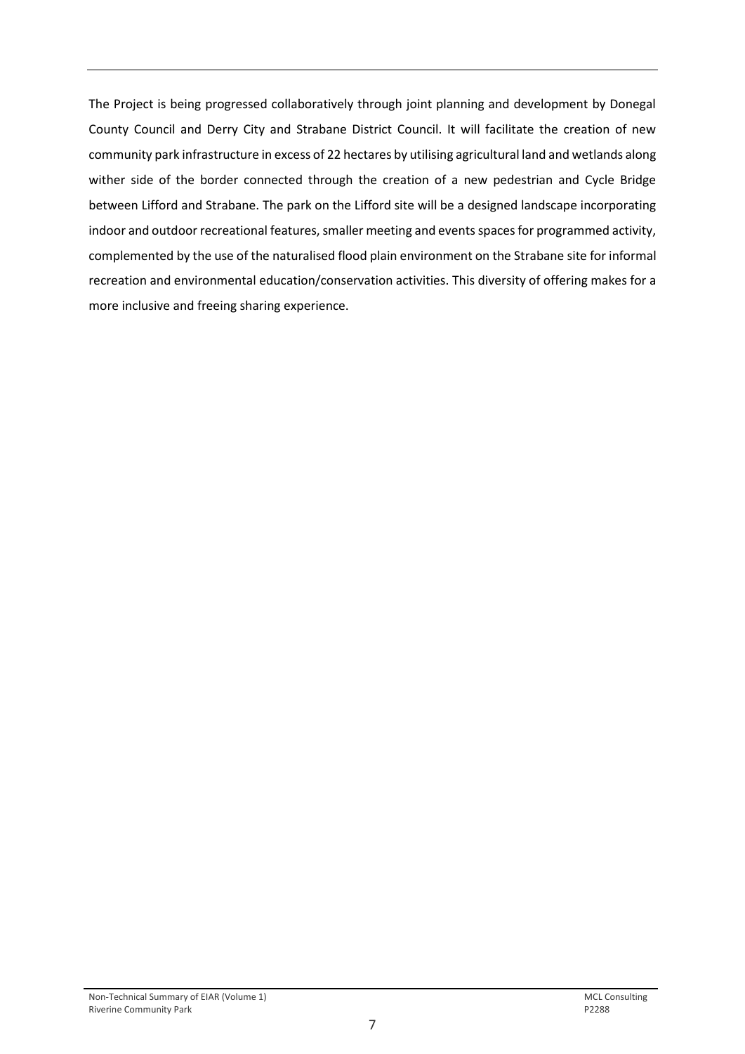The Project is being progressed collaboratively through joint planning and development by Donegal County Council and Derry City and Strabane District Council. It will facilitate the creation of new community park infrastructure in excess of 22 hectares by utilising agricultural land and wetlands along wither side of the border connected through the creation of a new pedestrian and Cycle Bridge between Lifford and Strabane. The park on the Lifford site will be a designed landscape incorporating indoor and outdoor recreational features, smaller meeting and events spaces for programmed activity, complemented by the use of the naturalised flood plain environment on the Strabane site for informal recreation and environmental education/conservation activities. This diversity of offering makes for a more inclusive and freeing sharing experience.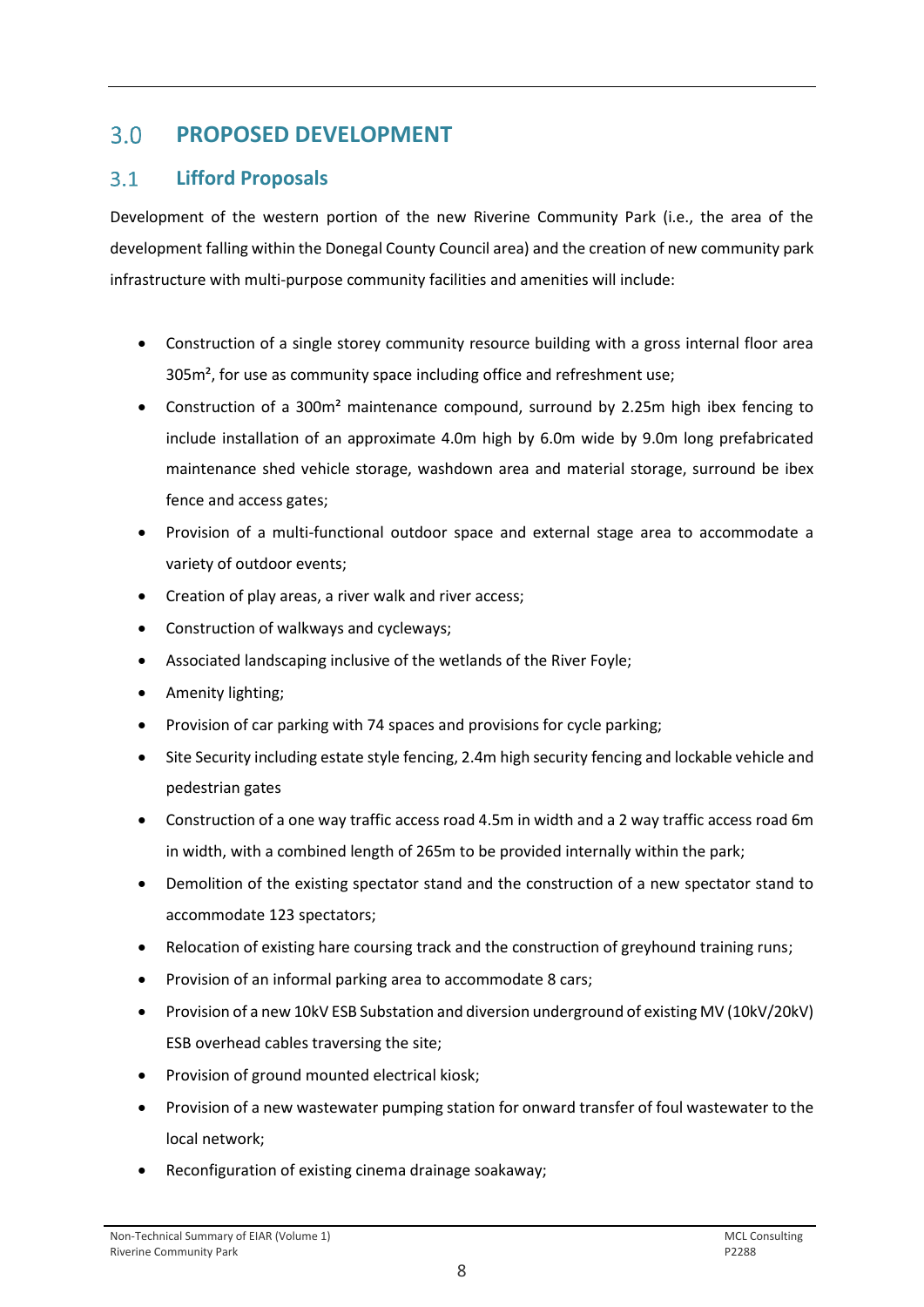# 3.0 PROPOSED DEVELOPMENT

## 3.1 Lifford Proposals

Development of the western portion of the new Riverine Community Park (i.e., the area of the development falling within the Donegal County Council area) and the creation of new community park infrastructure with multi-purpose community facilities and amenities will include:

- Construction of a single storey community resource building with a gross internal floor area 305m², for use as community space including office and refreshment use;
- Construction of a 300m² maintenance compound, surround by 2.25m high ibex fencing to include installation of an approximate 4.0m high by 6.0m wide by 9.0m long prefabricated maintenance shed vehicle storage, washdown area and material storage, surround be ibex fence and access gates;
- Provision of a multi-functional outdoor space and external stage area to accommodate a variety of outdoor events;
- Creation of play areas, a river walk and river access;
- Construction of walkways and cycleways;
- Associated landscaping inclusive of the wetlands of the River Foyle;
- Amenity lighting;
- Provision of car parking with 74 spaces and provisions for cycle parking;
- Site Security including estate style fencing, 2.4m high security fencing and lockable vehicle and pedestrian gates
- Construction of a one way traffic access road 4.5m in width and a 2 way traffic access road 6m in width, with a combined length of 265m to be provided internally within the park;
- Demolition of the existing spectator stand and the construction of a new spectator stand to accommodate 123 spectators;
- Relocation of existing hare coursing track and the construction of greyhound training runs;
- Provision of an informal parking area to accommodate 8 cars;
- Provision of a new 10kV ESB Substation and diversion underground of existing MV (10kV/20kV) ESB overhead cables traversing the site;
- Provision of ground mounted electrical kiosk;
- Provision of a new wastewater pumping station for onward transfer of foul wastewater to the local network;
- Reconfiguration of existing cinema drainage soakaway;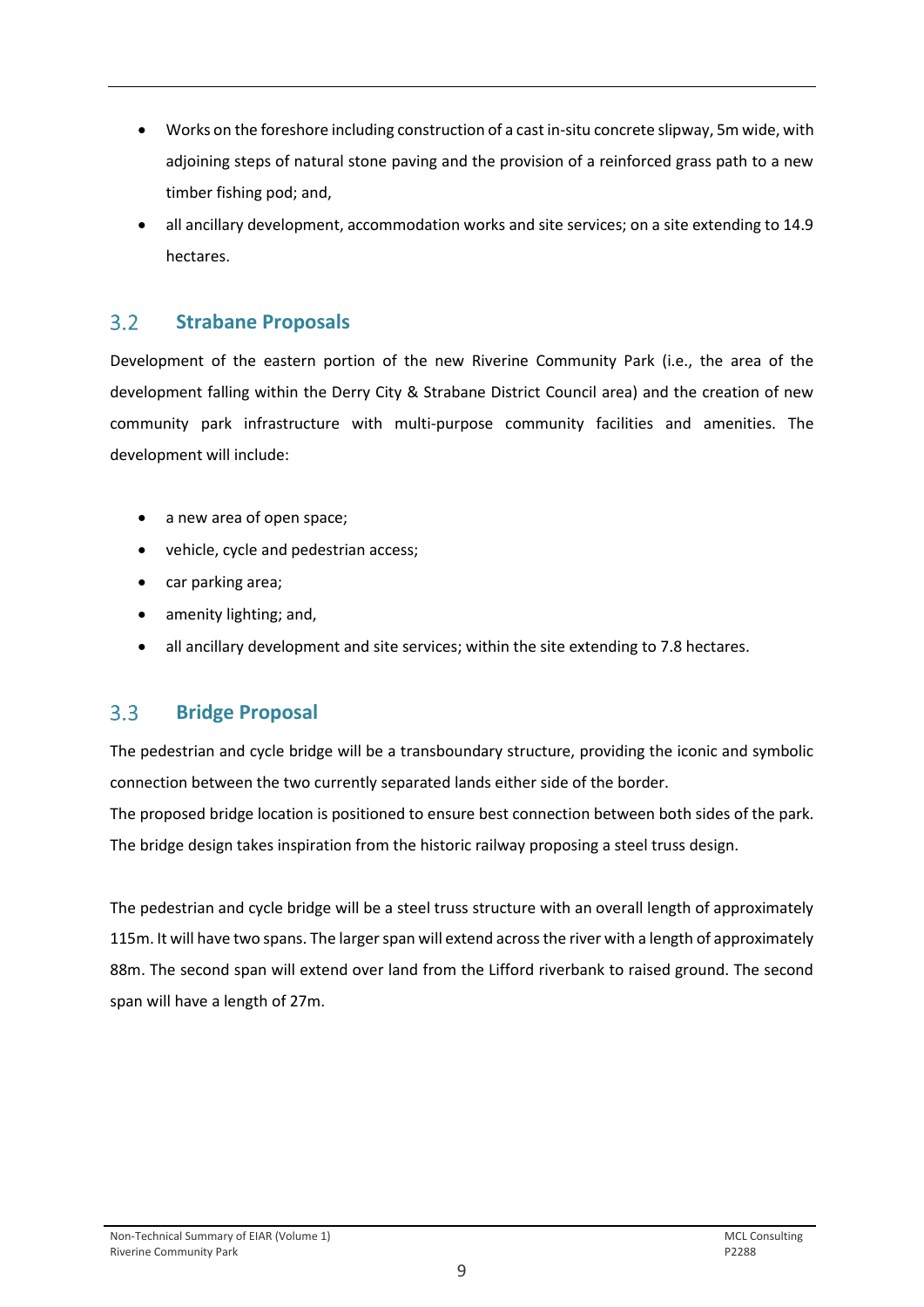- Works on the foreshore including construction of a cast in-situ concrete slipway, 5m wide, with adjoining steps of natural stone paving and the provision of a reinforced grass path to a new timber fishing pod; and,
- all ancillary development, accommodation works and site services; on a site extending to 14.9 hectares.

## 3.2 Strabane Proposals

Development of the eastern portion of the new Riverine Community Park (i.e., the area of the development falling within the Derry City & Strabane District Council area) and the creation of new community park infrastructure with multi-purpose community facilities and amenities. The development will include:

- a new area of open space;
- vehicle, cycle and pedestrian access;
- car parking area;
- amenity lighting; and,
- all ancillary development and site services; within the site extending to 7.8 hectares.

## 3.3 Bridge Proposal

The pedestrian and cycle bridge will be a transboundary structure, providing the iconic and symbolic connection between the two currently separated lands either side of the border.
The proposed bridge location is positioned to ensure best connection between both sides of the park. The bridge design takes inspiration from the historic railway proposing a steel truss design.

The pedestrian and cycle bridge will be a steel truss structure with an overall length of approximately 115m. It will have two spans. The larger span will extend across the river with a length of approximately 88m. The second span will extend over land from the Lifford riverbank to raised ground. The second span will have a length of 27m.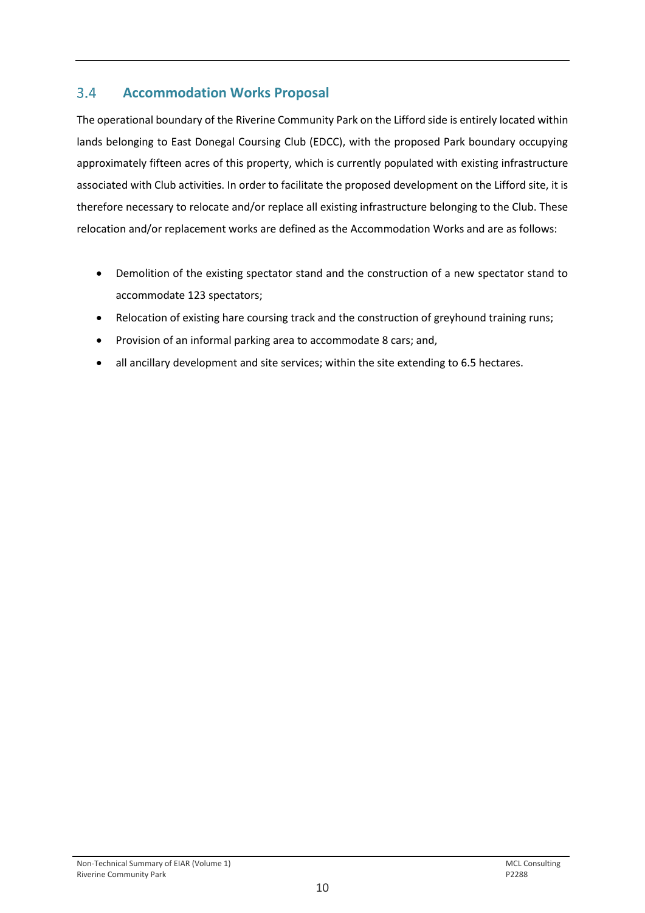## 3.4 Accommodation Works Proposal

The operational boundary of the Riverine Community Park on the Lifford side is entirely located within lands belonging to East Donegal Coursing Club (EDCC), with the proposed Park boundary occupying approximately fifteen acres of this property, which is currently populated with existing infrastructure associated with Club activities. In order to facilitate the proposed development on the Lifford site, it is therefore necessary to relocate and/or replace all existing infrastructure belonging to the Club. These relocation and/or replacement works are defined as the Accommodation Works and are as follows:

- Demolition of the existing spectator stand and the construction of a new spectator stand to accommodate 123 spectators;
- Relocation of existing hare coursing track and the construction of greyhound training runs;
- Provision of an informal parking area to accommodate 8 cars; and,
- all ancillary development and site services; within the site extending to 6.5 hectares.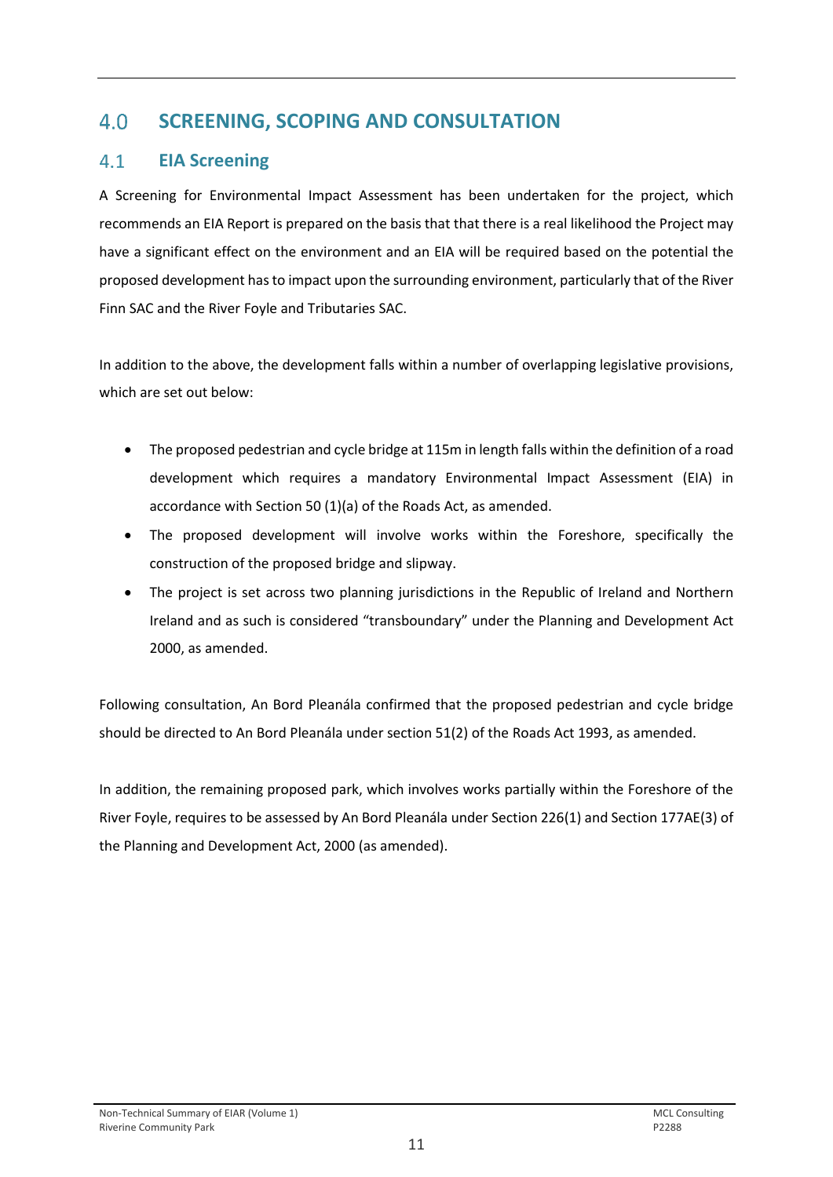# 4.0 SCREENING, SCOPING AND CONSULTATION

## 4.1 EIA Screening

A Screening for Environmental Impact Assessment has been undertaken for the project, which recommends an EIA Report is prepared on the basis that that there is a real likelihood the Project may have a significant effect on the environment and an EIA will be required based on the potential the proposed development has to impact upon the surrounding environment, particularly that of the River Finn SAC and the River Foyle and Tributaries SAC.

In addition to the above, the development falls within a number of overlapping legislative provisions, which are set out below:

- The proposed pedestrian and cycle bridge at 115m in length falls within the definition of a road development which requires a mandatory Environmental Impact Assessment (EIA) in accordance with Section 50 (1)(a) of the Roads Act, as amended.
- The proposed development will involve works within the Foreshore, specifically the construction of the proposed bridge and slipway.
- The project is set across two planning jurisdictions in the Republic of Ireland and Northern Ireland and as such is considered "transboundary" under the Planning and Development Act 2000, as amended.

Following consultation, An Bord Pleanála confirmed that the proposed pedestrian and cycle bridge should be directed to An Bord Pleanála under section 51(2) of the Roads Act 1993, as amended.

In addition, the remaining proposed park, which involves works partially within the Foreshore of the River Foyle, requires to be assessed by An Bord Pleanála under Section 226(1) and Section 177AE(3) of the Planning and Development Act, 2000 (as amended).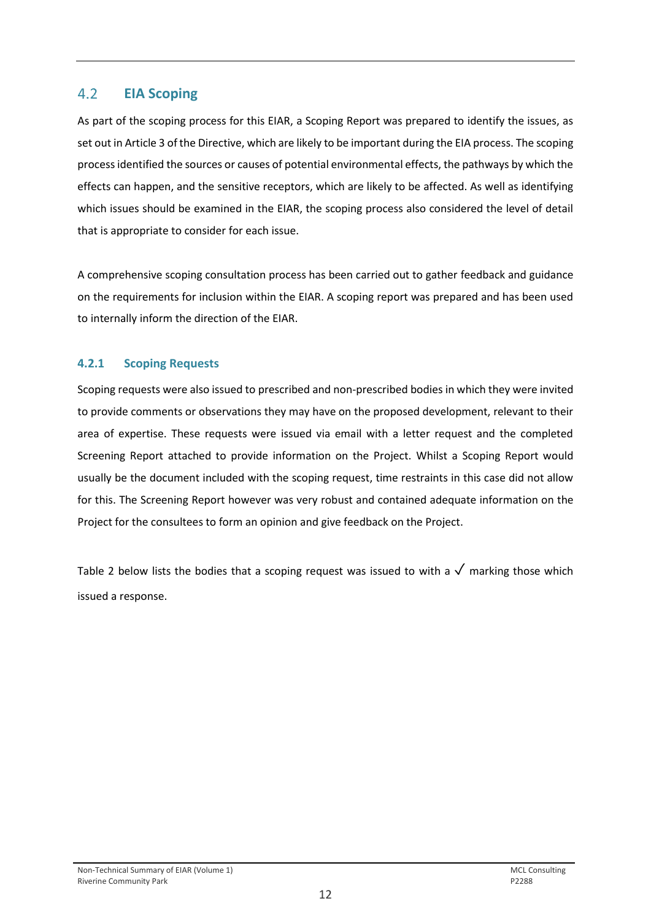## 4.2 EIA Scoping

As part of the scoping process for this EIAR, a Scoping Report was prepared to identify the issues, as set out in Article 3 of the Directive, which are likely to be important during the EIA process. The scoping process identified the sources or causes of potential environmental effects, the pathways by which the effects can happen, and the sensitive receptors, which are likely to be affected. As well as identifying which issues should be examined in the EIAR, the scoping process also considered the level of detail that is appropriate to consider for each issue.

A comprehensive scoping consultation process has been carried out to gather feedback and guidance on the requirements for inclusion within the EIAR. A scoping report was prepared and has been used to internally inform the direction of the EIAR.

### 4.2.1 Scoping Requests

Scoping requests were also issued to prescribed and non-prescribed bodies in which they were invited to provide comments or observations they may have on the proposed development, relevant to their area of expertise. These requests were issued via email with a letter request and the completed Screening Report attached to provide information on the Project. Whilst a Scoping Report would usually be the document included with the scoping request, time restraints in this case did not allow for this. The Screening Report however was very robust and contained adequate information on the Project for the consultees to form an opinion and give feedback on the Project.

Table 2 below lists the bodies that a scoping request was issued to with a ✓ marking those which issued a response.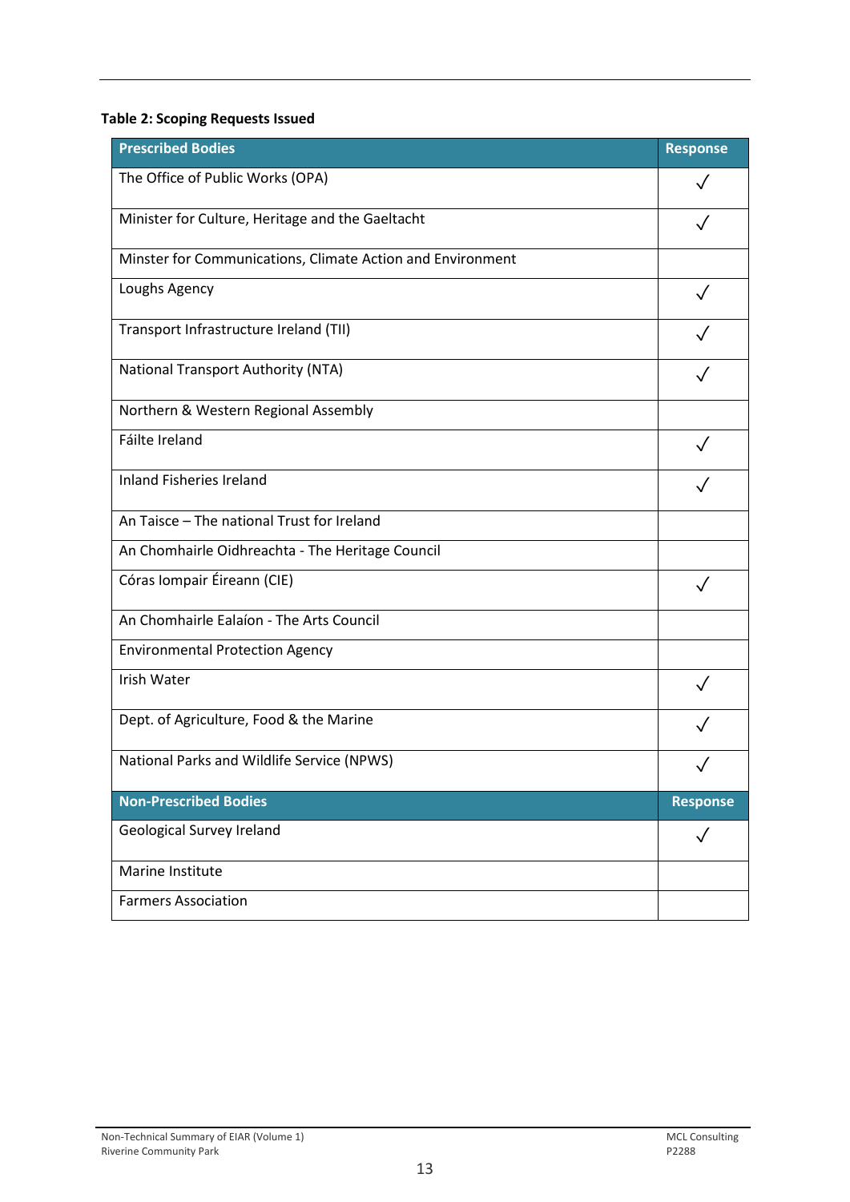**Table 2: Scoping Requests Issued**

| Prescribed Bodies | Response |
|---|---|
| The Office of Public Works (OPA) | ✓ |
| Minister for Culture, Heritage and the Gaeltacht | ✓ |
| Minster for Communications, Climate Action and Environment | |
| Loughs Agency | ✓ |
| Transport Infrastructure Ireland (TII) | ✓ |
| National Transport Authority (NTA) | ✓ |
| Northern & Western Regional Assembly | |
| Fáilte Ireland | ✓ |
| Inland Fisheries Ireland | ✓ |
| An Taisce – The national Trust for Ireland | |
| An Chomhairle Oidhreachta - The Heritage Council | |
| Córas Iompair Éireann (CIE) | ✓ |
| An Chomhairle Ealaíon - The Arts Council | |
| Environmental Protection Agency | |
| Irish Water | ✓ |
| Dept. of Agriculture, Food & the Marine | ✓ |
| National Parks and Wildlife Service (NPWS) | ✓ |
| **Non-Prescribed Bodies** | **Response** |
| Geological Survey Ireland | ✓ |
| Marine Institute | |
| Farmers Association | |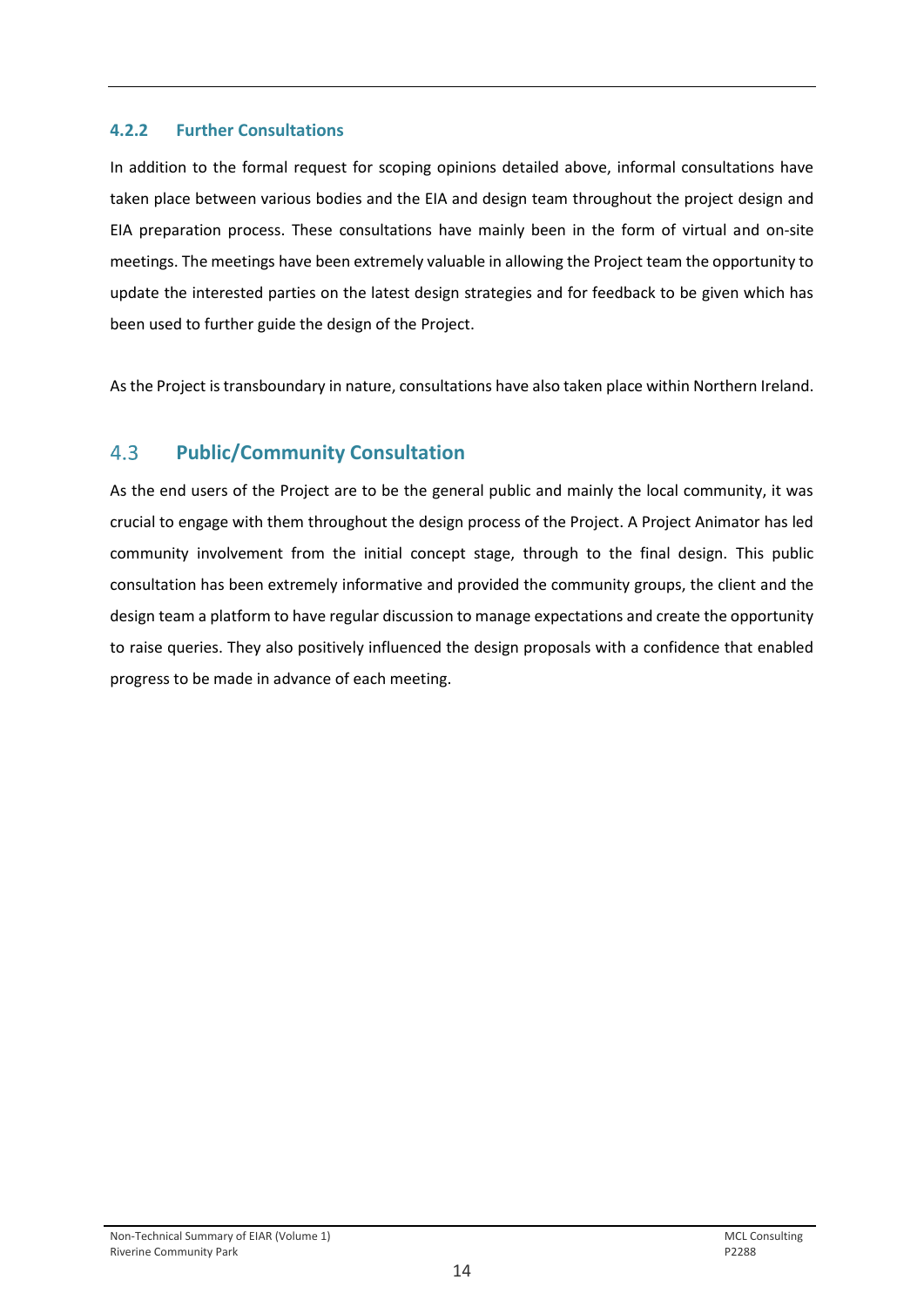#### 4.2.2 Further Consultations

In addition to the formal request for scoping opinions detailed above, informal consultations have taken place between various bodies and the EIA and design team throughout the project design and EIA preparation process. These consultations have mainly been in the form of virtual and on-site meetings. The meetings have been extremely valuable in allowing the Project team the opportunity to update the interested parties on the latest design strategies and for feedback to be given which has been used to further guide the design of the Project.

As the Project is transboundary in nature, consultations have also taken place within Northern Ireland.

### 4.3 Public/Community Consultation

As the end users of the Project are to be the general public and mainly the local community, it was crucial to engage with them throughout the design process of the Project. A Project Animator has led community involvement from the initial concept stage, through to the final design. This public consultation has been extremely informative and provided the community groups, the client and the design team a platform to have regular discussion to manage expectations and create the opportunity to raise queries. They also positively influenced the design proposals with a confidence that enabled progress to be made in advance of each meeting.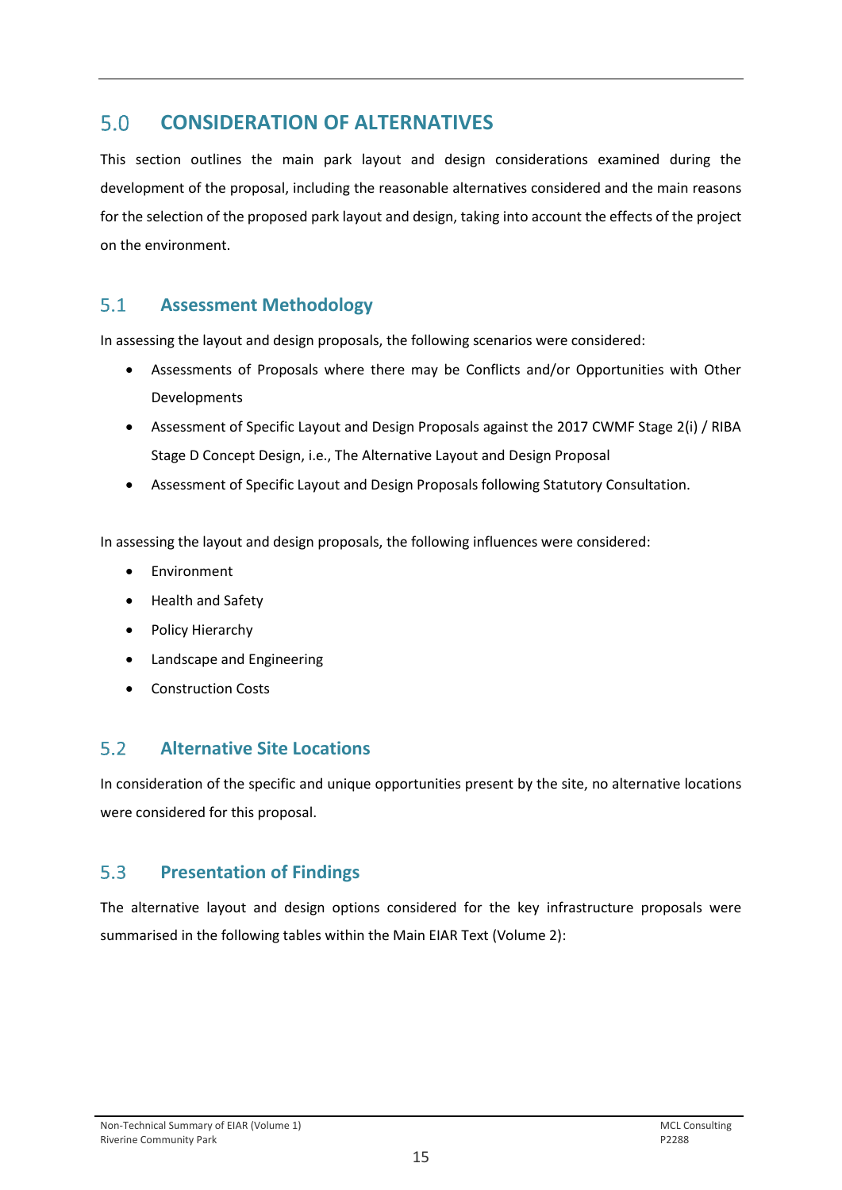# 5.0 CONSIDERATION OF ALTERNATIVES

This section outlines the main park layout and design considerations examined during the development of the proposal, including the reasonable alternatives considered and the main reasons for the selection of the proposed park layout and design, taking into account the effects of the project on the environment.

## 5.1 Assessment Methodology

In assessing the layout and design proposals, the following scenarios were considered:

- Assessments of Proposals where there may be Conflicts and/or Opportunities with Other Developments
- Assessment of Specific Layout and Design Proposals against the 2017 CWMF Stage 2(i) / RIBA Stage D Concept Design, i.e., The Alternative Layout and Design Proposal
- Assessment of Specific Layout and Design Proposals following Statutory Consultation.

In assessing the layout and design proposals, the following influences were considered:

- Environment
- Health and Safety
- Policy Hierarchy
- Landscape and Engineering
- Construction Costs

## 5.2 Alternative Site Locations

In consideration of the specific and unique opportunities present by the site, no alternative locations were considered for this proposal.

## 5.3 Presentation of Findings

The alternative layout and design options considered for the key infrastructure proposals were summarised in the following tables within the Main EIAR Text (Volume 2):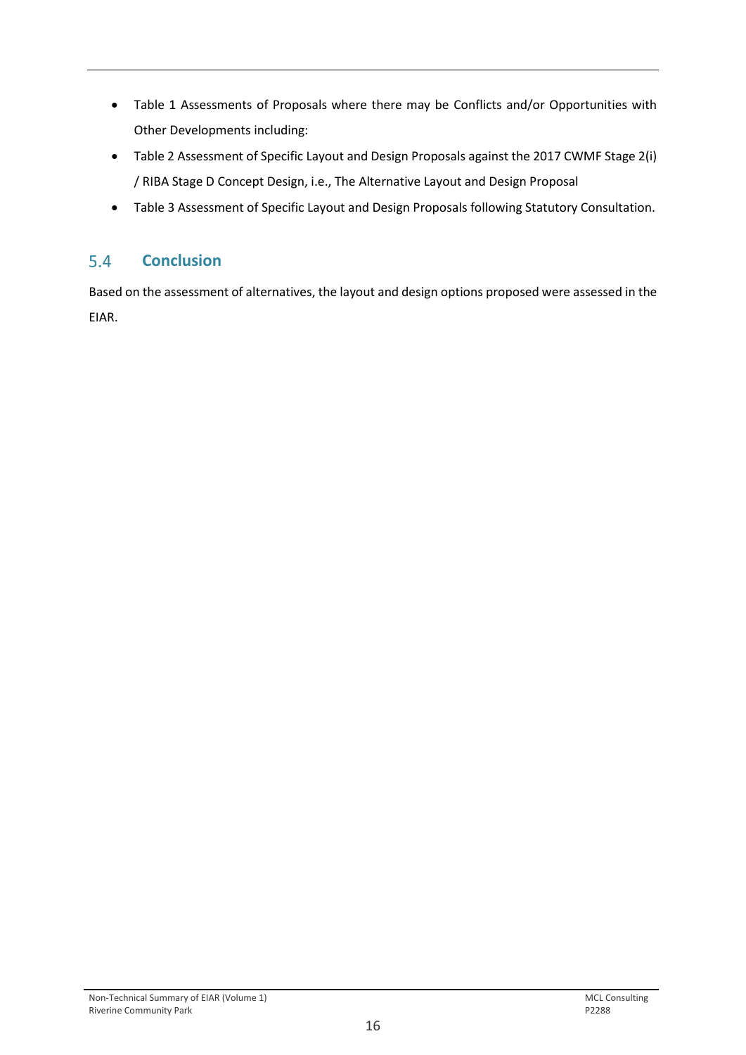- Table 1 Assessments of Proposals where there may be Conflicts and/or Opportunities with Other Developments including:
- Table 2 Assessment of Specific Layout and Design Proposals against the 2017 CWMF Stage 2(i) / RIBA Stage D Concept Design, i.e., The Alternative Layout and Design Proposal
- Table 3 Assessment of Specific Layout and Design Proposals following Statutory Consultation.

## 5.4 Conclusion

Based on the assessment of alternatives, the layout and design options proposed were assessed in the EIAR.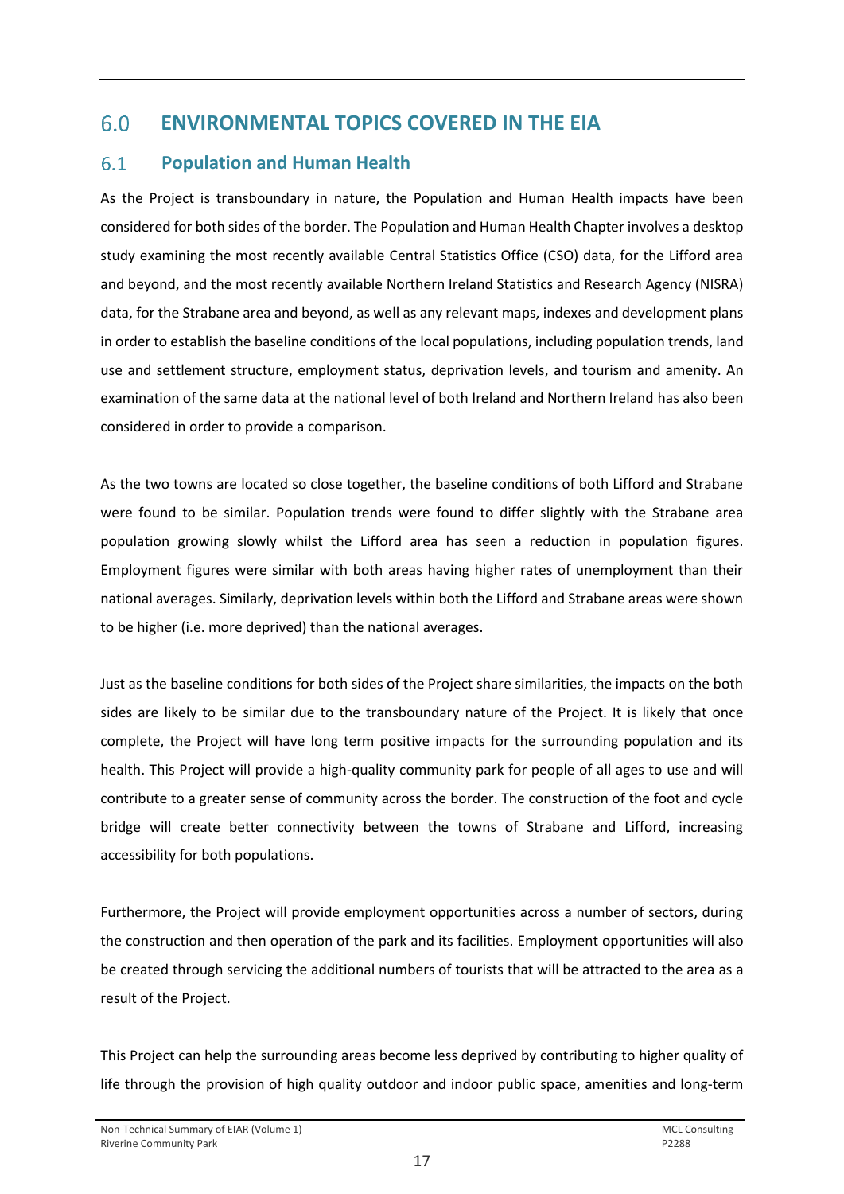# 6.0 ENVIRONMENTAL TOPICS COVERED IN THE EIA

## 6.1 Population and Human Health

As the Project is transboundary in nature, the Population and Human Health impacts have been considered for both sides of the border. The Population and Human Health Chapter involves a desktop study examining the most recently available Central Statistics Office (CSO) data, for the Lifford area and beyond, and the most recently available Northern Ireland Statistics and Research Agency (NISRA) data, for the Strabane area and beyond, as well as any relevant maps, indexes and development plans in order to establish the baseline conditions of the local populations, including population trends, land use and settlement structure, employment status, deprivation levels, and tourism and amenity. An examination of the same data at the national level of both Ireland and Northern Ireland has also been considered in order to provide a comparison.

As the two towns are located so close together, the baseline conditions of both Lifford and Strabane were found to be similar. Population trends were found to differ slightly with the Strabane area population growing slowly whilst the Lifford area has seen a reduction in population figures. Employment figures were similar with both areas having higher rates of unemployment than their national averages. Similarly, deprivation levels within both the Lifford and Strabane areas were shown to be higher (i.e. more deprived) than the national averages.

Just as the baseline conditions for both sides of the Project share similarities, the impacts on the both sides are likely to be similar due to the transboundary nature of the Project. It is likely that once complete, the Project will have long term positive impacts for the surrounding population and its health. This Project will provide a high-quality community park for people of all ages to use and will contribute to a greater sense of community across the border. The construction of the foot and cycle bridge will create better connectivity between the towns of Strabane and Lifford, increasing accessibility for both populations.

Furthermore, the Project will provide employment opportunities across a number of sectors, during the construction and then operation of the park and its facilities. Employment opportunities will also be created through servicing the additional numbers of tourists that will be attracted to the area as a result of the Project.

This Project can help the surrounding areas become less deprived by contributing to higher quality of life through the provision of high quality outdoor and indoor public space, amenities and long-term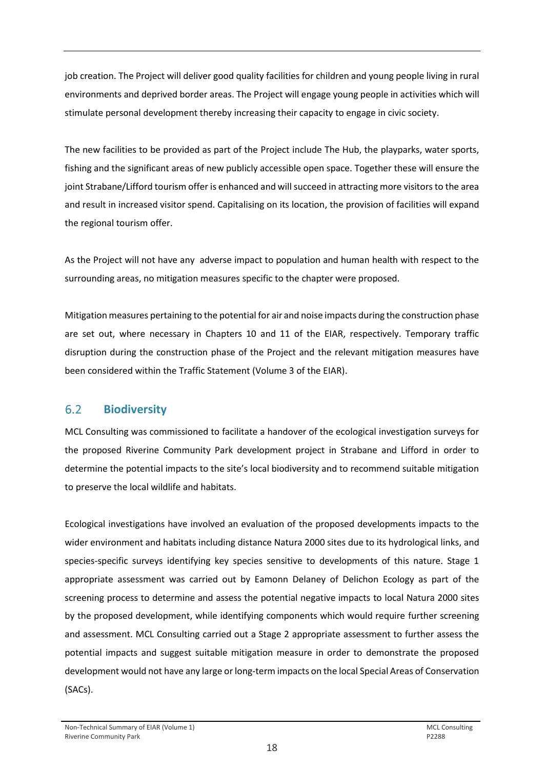job creation. The Project will deliver good quality facilities for children and young people living in rural environments and deprived border areas. The Project will engage young people in activities which will stimulate personal development thereby increasing their capacity to engage in civic society.

The new facilities to be provided as part of the Project include The Hub, the playparks, water sports, fishing and the significant areas of new publicly accessible open space. Together these will ensure the joint Strabane/Lifford tourism offer is enhanced and will succeed in attracting more visitors to the area and result in increased visitor spend. Capitalising on its location, the provision of facilities will expand the regional tourism offer.

As the Project will not have any adverse impact to population and human health with respect to the surrounding areas, no mitigation measures specific to the chapter were proposed.

Mitigation measures pertaining to the potential for air and noise impacts during the construction phase are set out, where necessary in Chapters 10 and 11 of the EIAR, respectively. Temporary traffic disruption during the construction phase of the Project and the relevant mitigation measures have been considered within the Traffic Statement (Volume 3 of the EIAR).

## 6.2 Biodiversity

MCL Consulting was commissioned to facilitate a handover of the ecological investigation surveys for the proposed Riverine Community Park development project in Strabane and Lifford in order to determine the potential impacts to the site's local biodiversity and to recommend suitable mitigation to preserve the local wildlife and habitats.

Ecological investigations have involved an evaluation of the proposed developments impacts to the wider environment and habitats including distance Natura 2000 sites due to its hydrological links, and species-specific surveys identifying key species sensitive to developments of this nature. Stage 1 appropriate assessment was carried out by Eamonn Delaney of Delichon Ecology as part of the screening process to determine and assess the potential negative impacts to local Natura 2000 sites by the proposed development, while identifying components which would require further screening and assessment. MCL Consulting carried out a Stage 2 appropriate assessment to further assess the potential impacts and suggest suitable mitigation measure in order to demonstrate the proposed development would not have any large or long-term impacts on the local Special Areas of Conservation (SACs).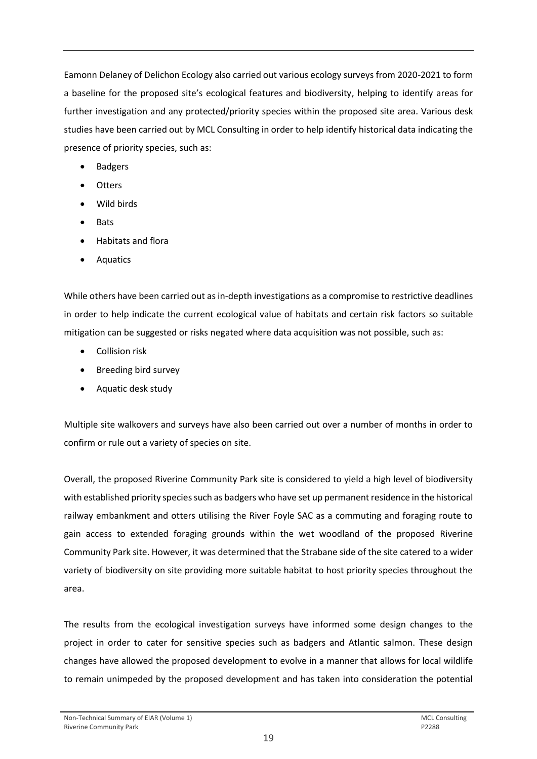Eamonn Delaney of Delichon Ecology also carried out various ecology surveys from 2020-2021 to form a baseline for the proposed site's ecological features and biodiversity, helping to identify areas for further investigation and any protected/priority species within the proposed site area. Various desk studies have been carried out by MCL Consulting in order to help identify historical data indicating the presence of priority species, such as:

- Badgers
- Otters
- Wild birds
- Bats
- Habitats and flora
- Aquatics

While others have been carried out as in-depth investigations as a compromise to restrictive deadlines in order to help indicate the current ecological value of habitats and certain risk factors so suitable mitigation can be suggested or risks negated where data acquisition was not possible, such as:

- Collision risk
- Breeding bird survey
- Aquatic desk study

Multiple site walkovers and surveys have also been carried out over a number of months in order to confirm or rule out a variety of species on site.

Overall, the proposed Riverine Community Park site is considered to yield a high level of biodiversity with established priority species such as badgers who have set up permanent residence in the historical railway embankment and otters utilising the River Foyle SAC as a commuting and foraging route to gain access to extended foraging grounds within the wet woodland of the proposed Riverine Community Park site. However, it was determined that the Strabane side of the site catered to a wider variety of biodiversity on site providing more suitable habitat to host priority species throughout the area.

The results from the ecological investigation surveys have informed some design changes to the project in order to cater for sensitive species such as badgers and Atlantic salmon. These design changes have allowed the proposed development to evolve in a manner that allows for local wildlife to remain unimpeded by the proposed development and has taken into consideration the potential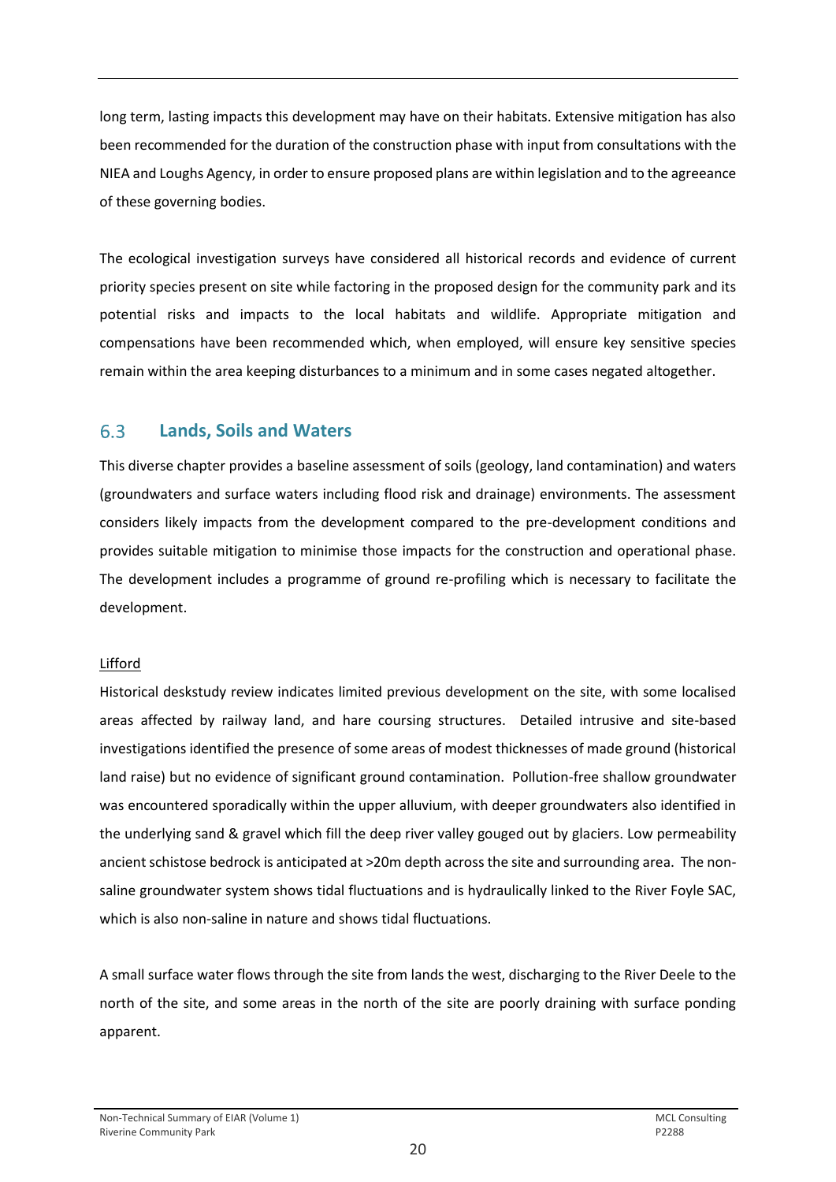long term, lasting impacts this development may have on their habitats. Extensive mitigation has also been recommended for the duration of the construction phase with input from consultations with the NIEA and Loughs Agency, in order to ensure proposed plans are within legislation and to the agreeance of these governing bodies.

The ecological investigation surveys have considered all historical records and evidence of current priority species present on site while factoring in the proposed design for the community park and its potential risks and impacts to the local habitats and wildlife. Appropriate mitigation and compensations have been recommended which, when employed, will ensure key sensitive species remain within the area keeping disturbances to a minimum and in some cases negated altogether.

## 6.3 Lands, Soils and Waters

This diverse chapter provides a baseline assessment of soils (geology, land contamination) and waters (groundwaters and surface waters including flood risk and drainage) environments. The assessment considers likely impacts from the development compared to the pre-development conditions and provides suitable mitigation to minimise those impacts for the construction and operational phase. The development includes a programme of ground re-profiling which is necessary to facilitate the development.

Lifford

Historical deskstudy review indicates limited previous development on the site, with some localised areas affected by railway land, and hare coursing structures. Detailed intrusive and site-based investigations identified the presence of some areas of modest thicknesses of made ground (historical land raise) but no evidence of significant ground contamination. Pollution-free shallow groundwater was encountered sporadically within the upper alluvium, with deeper groundwaters also identified in the underlying sand & gravel which fill the deep river valley gouged out by glaciers. Low permeability ancient schistose bedrock is anticipated at >20m depth across the site and surrounding area. The non-saline groundwater system shows tidal fluctuations and is hydraulically linked to the River Foyle SAC, which is also non-saline in nature and shows tidal fluctuations.

A small surface water flows through the site from lands the west, discharging to the River Deele to the north of the site, and some areas in the north of the site are poorly draining with surface ponding apparent.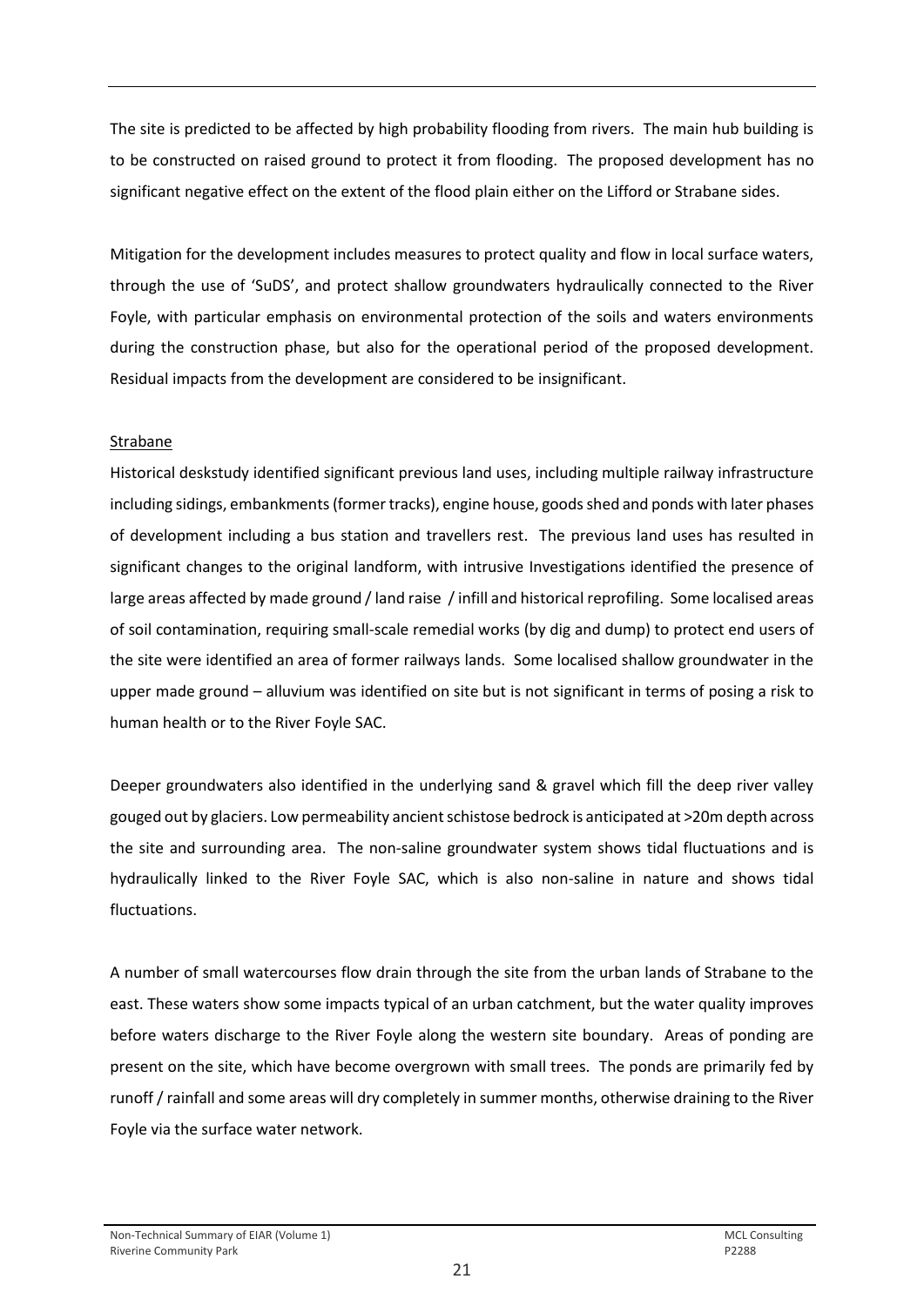The site is predicted to be affected by high probability flooding from rivers. The main hub building is to be constructed on raised ground to protect it from flooding. The proposed development has no significant negative effect on the extent of the flood plain either on the Lifford or Strabane sides.

Mitigation for the development includes measures to protect quality and flow in local surface waters, through the use of 'SuDS', and protect shallow groundwaters hydraulically connected to the River Foyle, with particular emphasis on environmental protection of the soils and waters environments during the construction phase, but also for the operational period of the proposed development. Residual impacts from the development are considered to be insignificant.

Strabane

Historical deskstudy identified significant previous land uses, including multiple railway infrastructure including sidings, embankments (former tracks), engine house, goods shed and ponds with later phases of development including a bus station and travellers rest. The previous land uses has resulted in significant changes to the original landform, with intrusive Investigations identified the presence of large areas affected by made ground / land raise / infill and historical reprofiling. Some localised areas of soil contamination, requiring small-scale remedial works (by dig and dump) to protect end users of the site were identified an area of former railways lands. Some localised shallow groundwater in the upper made ground – alluvium was identified on site but is not significant in terms of posing a risk to human health or to the River Foyle SAC.

Deeper groundwaters also identified in the underlying sand & gravel which fill the deep river valley gouged out by glaciers. Low permeability ancient schistose bedrock is anticipated at >20m depth across the site and surrounding area. The non-saline groundwater system shows tidal fluctuations and is hydraulically linked to the River Foyle SAC, which is also non-saline in nature and shows tidal fluctuations.

A number of small watercourses flow drain through the site from the urban lands of Strabane to the east. These waters show some impacts typical of an urban catchment, but the water quality improves before waters discharge to the River Foyle along the western site boundary. Areas of ponding are present on the site, which have become overgrown with small trees. The ponds are primarily fed by runoff / rainfall and some areas will dry completely in summer months, otherwise draining to the River Foyle via the surface water network.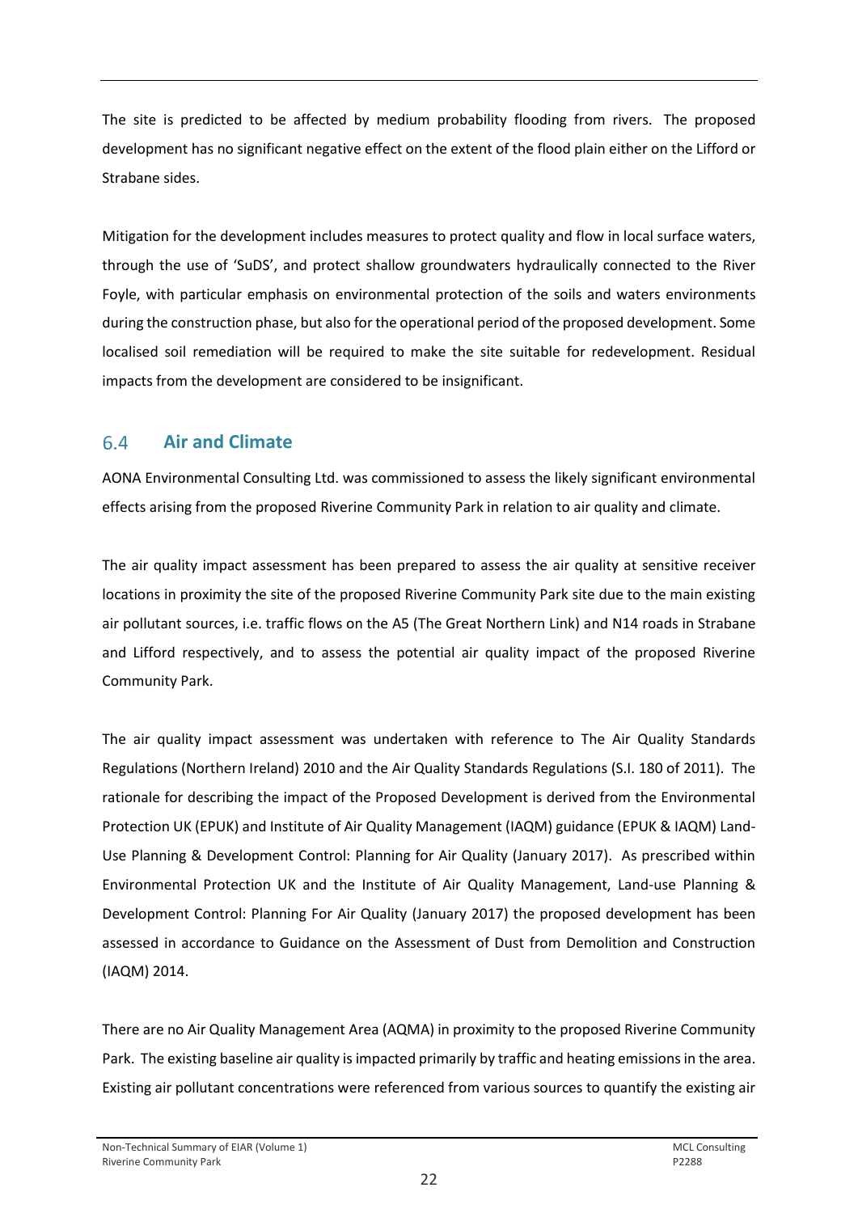The site is predicted to be affected by medium probability flooding from rivers. The proposed development has no significant negative effect on the extent of the flood plain either on the Lifford or Strabane sides.

Mitigation for the development includes measures to protect quality and flow in local surface waters, through the use of 'SuDS', and protect shallow groundwaters hydraulically connected to the River Foyle, with particular emphasis on environmental protection of the soils and waters environments during the construction phase, but also for the operational period of the proposed development. Some localised soil remediation will be required to make the site suitable for redevelopment. Residual impacts from the development are considered to be insignificant.

## 6.4 Air and Climate

AONA Environmental Consulting Ltd. was commissioned to assess the likely significant environmental effects arising from the proposed Riverine Community Park in relation to air quality and climate.

The air quality impact assessment has been prepared to assess the air quality at sensitive receiver locations in proximity the site of the proposed Riverine Community Park site due to the main existing air pollutant sources, i.e. traffic flows on the A5 (The Great Northern Link) and N14 roads in Strabane and Lifford respectively, and to assess the potential air quality impact of the proposed Riverine Community Park.

The air quality impact assessment was undertaken with reference to The Air Quality Standards Regulations (Northern Ireland) 2010 and the Air Quality Standards Regulations (S.I. 180 of 2011). The rationale for describing the impact of the Proposed Development is derived from the Environmental Protection UK (EPUK) and Institute of Air Quality Management (IAQM) guidance (EPUK & IAQM) Land-Use Planning & Development Control: Planning for Air Quality (January 2017). As prescribed within Environmental Protection UK and the Institute of Air Quality Management, Land-use Planning & Development Control: Planning For Air Quality (January 2017) the proposed development has been assessed in accordance to Guidance on the Assessment of Dust from Demolition and Construction (IAQM) 2014.

There are no Air Quality Management Area (AQMA) in proximity to the proposed Riverine Community Park. The existing baseline air quality is impacted primarily by traffic and heating emissions in the area. Existing air pollutant concentrations were referenced from various sources to quantify the existing air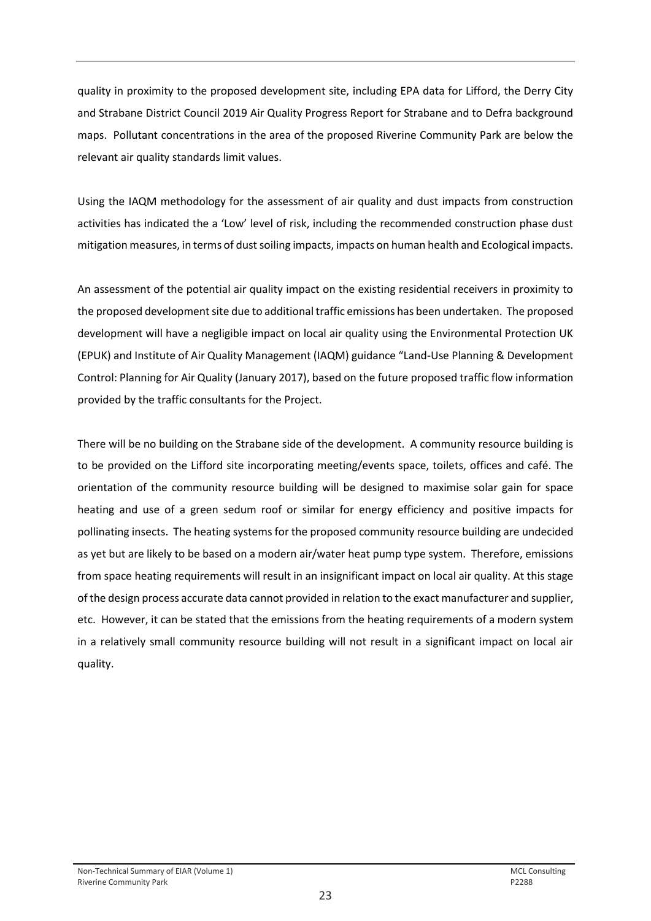quality in proximity to the proposed development site, including EPA data for Lifford, the Derry City and Strabane District Council 2019 Air Quality Progress Report for Strabane and to Defra background maps. Pollutant concentrations in the area of the proposed Riverine Community Park are below the relevant air quality standards limit values.

Using the IAQM methodology for the assessment of air quality and dust impacts from construction activities has indicated the a 'Low' level of risk, including the recommended construction phase dust mitigation measures, in terms of dust soiling impacts, impacts on human health and Ecological impacts.

An assessment of the potential air quality impact on the existing residential receivers in proximity to the proposed development site due to additional traffic emissions has been undertaken. The proposed development will have a negligible impact on local air quality using the Environmental Protection UK (EPUK) and Institute of Air Quality Management (IAQM) guidance "Land-Use Planning & Development Control: Planning for Air Quality (January 2017), based on the future proposed traffic flow information provided by the traffic consultants for the Project.

There will be no building on the Strabane side of the development. A community resource building is to be provided on the Lifford site incorporating meeting/events space, toilets, offices and café. The orientation of the community resource building will be designed to maximise solar gain for space heating and use of a green sedum roof or similar for energy efficiency and positive impacts for pollinating insects. The heating systems for the proposed community resource building are undecided as yet but are likely to be based on a modern air/water heat pump type system. Therefore, emissions from space heating requirements will result in an insignificant impact on local air quality. At this stage of the design process accurate data cannot provided in relation to the exact manufacturer and supplier, etc. However, it can be stated that the emissions from the heating requirements of a modern system in a relatively small community resource building will not result in a significant impact on local air quality.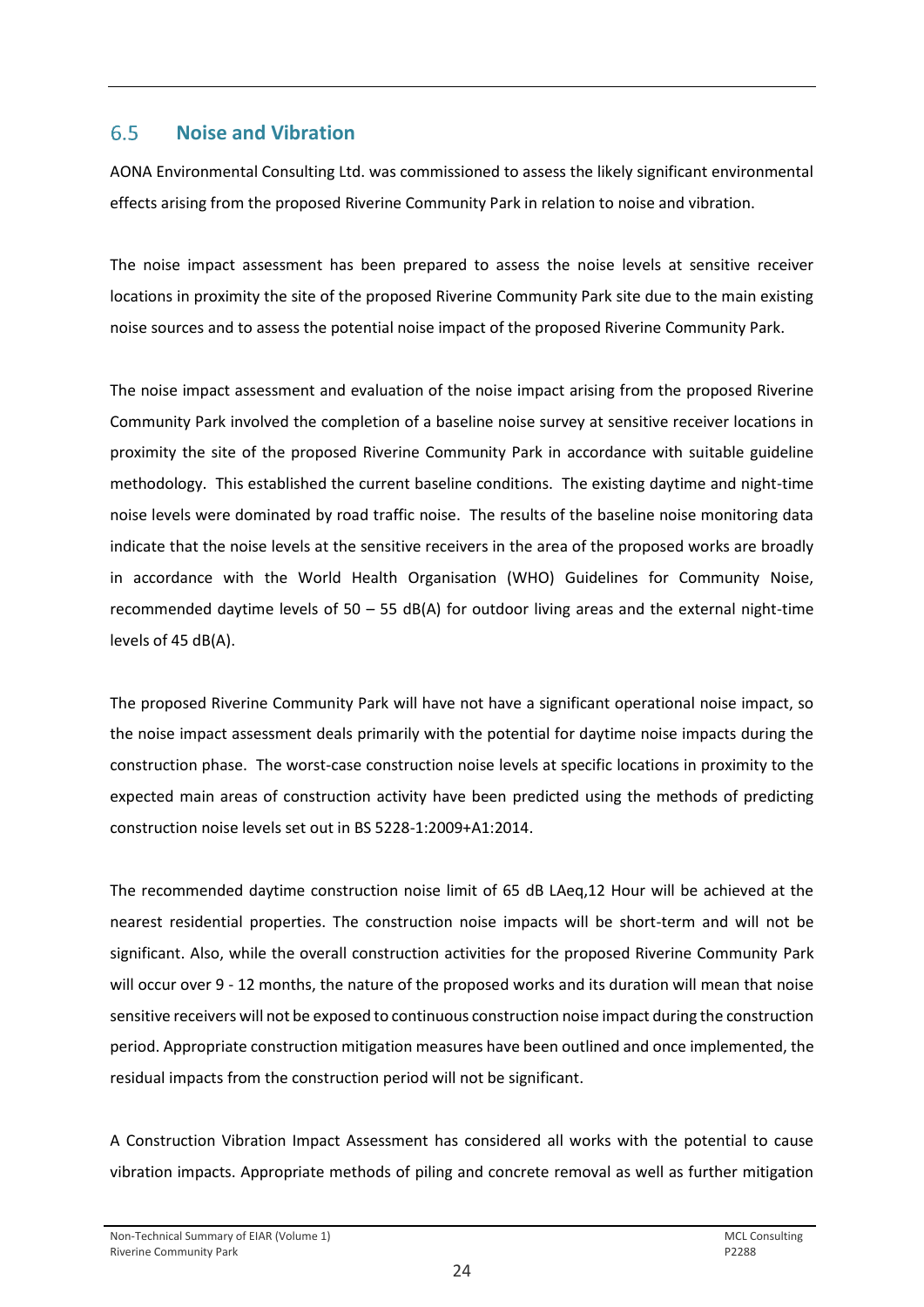## 6.5 Noise and Vibration

AONA Environmental Consulting Ltd. was commissioned to assess the likely significant environmental effects arising from the proposed Riverine Community Park in relation to noise and vibration.

The noise impact assessment has been prepared to assess the noise levels at sensitive receiver locations in proximity the site of the proposed Riverine Community Park site due to the main existing noise sources and to assess the potential noise impact of the proposed Riverine Community Park.

The noise impact assessment and evaluation of the noise impact arising from the proposed Riverine Community Park involved the completion of a baseline noise survey at sensitive receiver locations in proximity the site of the proposed Riverine Community Park in accordance with suitable guideline methodology. This established the current baseline conditions. The existing daytime and night-time noise levels were dominated by road traffic noise. The results of the baseline noise monitoring data indicate that the noise levels at the sensitive receivers in the area of the proposed works are broadly in accordance with the World Health Organisation (WHO) Guidelines for Community Noise, recommended daytime levels of 50 – 55 dB(A) for outdoor living areas and the external night-time levels of 45 dB(A).

The proposed Riverine Community Park will have not have a significant operational noise impact, so the noise impact assessment deals primarily with the potential for daytime noise impacts during the construction phase. The worst-case construction noise levels at specific locations in proximity to the expected main areas of construction activity have been predicted using the methods of predicting construction noise levels set out in BS 5228-1:2009+A1:2014.

The recommended daytime construction noise limit of 65 dB LAeq,12 Hour will be achieved at the nearest residential properties. The construction noise impacts will be short-term and will not be significant. Also, while the overall construction activities for the proposed Riverine Community Park will occur over 9 - 12 months, the nature of the proposed works and its duration will mean that noise sensitive receivers will not be exposed to continuous construction noise impact during the construction period. Appropriate construction mitigation measures have been outlined and once implemented, the residual impacts from the construction period will not be significant.

A Construction Vibration Impact Assessment has considered all works with the potential to cause vibration impacts. Appropriate methods of piling and concrete removal as well as further mitigation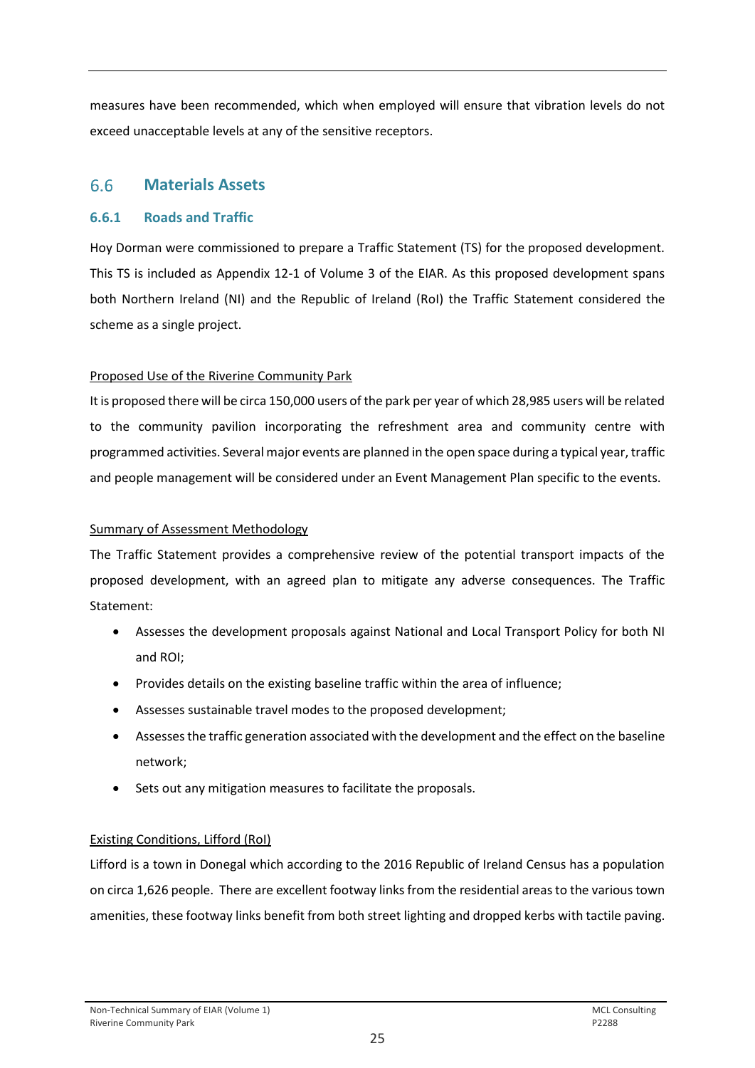measures have been recommended, which when employed will ensure that vibration levels do not exceed unacceptable levels at any of the sensitive receptors.

## 6.6 Materials Assets

### 6.6.1 Roads and Traffic

Hoy Dorman were commissioned to prepare a Traffic Statement (TS) for the proposed development. This TS is included as Appendix 12-1 of Volume 3 of the EIAR. As this proposed development spans both Northern Ireland (NI) and the Republic of Ireland (RoI) the Traffic Statement considered the scheme as a single project.

<u>Proposed Use of the Riverine Community Park</u>

It is proposed there will be circa 150,000 users of the park per year of which 28,985 users will be related to the community pavilion incorporating the refreshment area and community centre with programmed activities. Several major events are planned in the open space during a typical year, traffic and people management will be considered under an Event Management Plan specific to the events.

<u>Summary of Assessment Methodology</u>

The Traffic Statement provides a comprehensive review of the potential transport impacts of the proposed development, with an agreed plan to mitigate any adverse consequences. The Traffic Statement:

- Assesses the development proposals against National and Local Transport Policy for both NI and ROI;
- Provides details on the existing baseline traffic within the area of influence;
- Assesses sustainable travel modes to the proposed development;
- Assesses the traffic generation associated with the development and the effect on the baseline network;
- Sets out any mitigation measures to facilitate the proposals.

<u>Existing Conditions, Lifford (RoI)</u>

Lifford is a town in Donegal which according to the 2016 Republic of Ireland Census has a population on circa 1,626 people. There are excellent footway links from the residential areas to the various town amenities, these footway links benefit from both street lighting and dropped kerbs with tactile paving.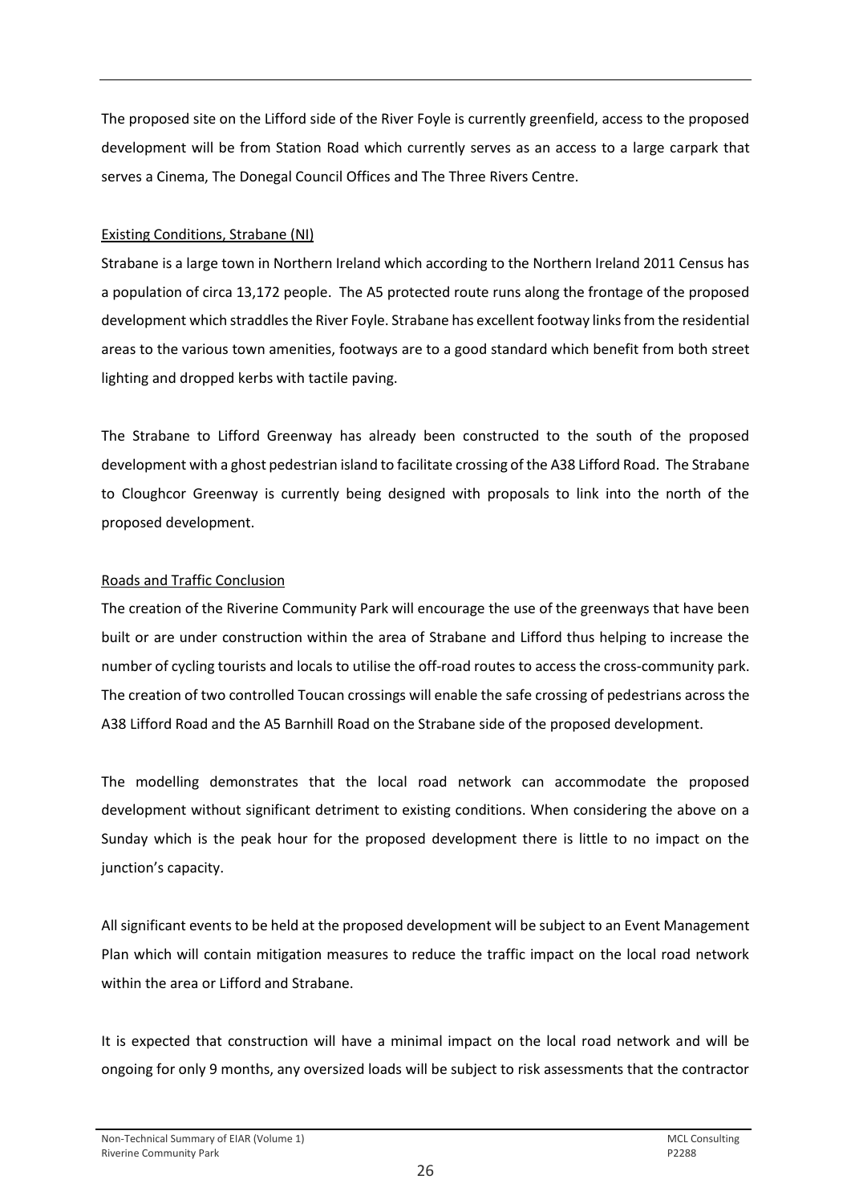The proposed site on the Lifford side of the River Foyle is currently greenfield, access to the proposed development will be from Station Road which currently serves as an access to a large carpark that serves a Cinema, The Donegal Council Offices and The Three Rivers Centre.

Existing Conditions, Strabane (NI)

Strabane is a large town in Northern Ireland which according to the Northern Ireland 2011 Census has a population of circa 13,172 people. The A5 protected route runs along the frontage of the proposed development which straddles the River Foyle. Strabane has excellent footway links from the residential areas to the various town amenities, footways are to a good standard which benefit from both street lighting and dropped kerbs with tactile paving.

The Strabane to Lifford Greenway has already been constructed to the south of the proposed development with a ghost pedestrian island to facilitate crossing of the A38 Lifford Road. The Strabane to Cloughcor Greenway is currently being designed with proposals to link into the north of the proposed development.

Roads and Traffic Conclusion

The creation of the Riverine Community Park will encourage the use of the greenways that have been built or are under construction within the area of Strabane and Lifford thus helping to increase the number of cycling tourists and locals to utilise the off-road routes to access the cross-community park. The creation of two controlled Toucan crossings will enable the safe crossing of pedestrians across the A38 Lifford Road and the A5 Barnhill Road on the Strabane side of the proposed development.

The modelling demonstrates that the local road network can accommodate the proposed development without significant detriment to existing conditions. When considering the above on a Sunday which is the peak hour for the proposed development there is little to no impact on the junction's capacity.

All significant events to be held at the proposed development will be subject to an Event Management Plan which will contain mitigation measures to reduce the traffic impact on the local road network within the area or Lifford and Strabane.

It is expected that construction will have a minimal impact on the local road network and will be ongoing for only 9 months, any oversized loads will be subject to risk assessments that the contractor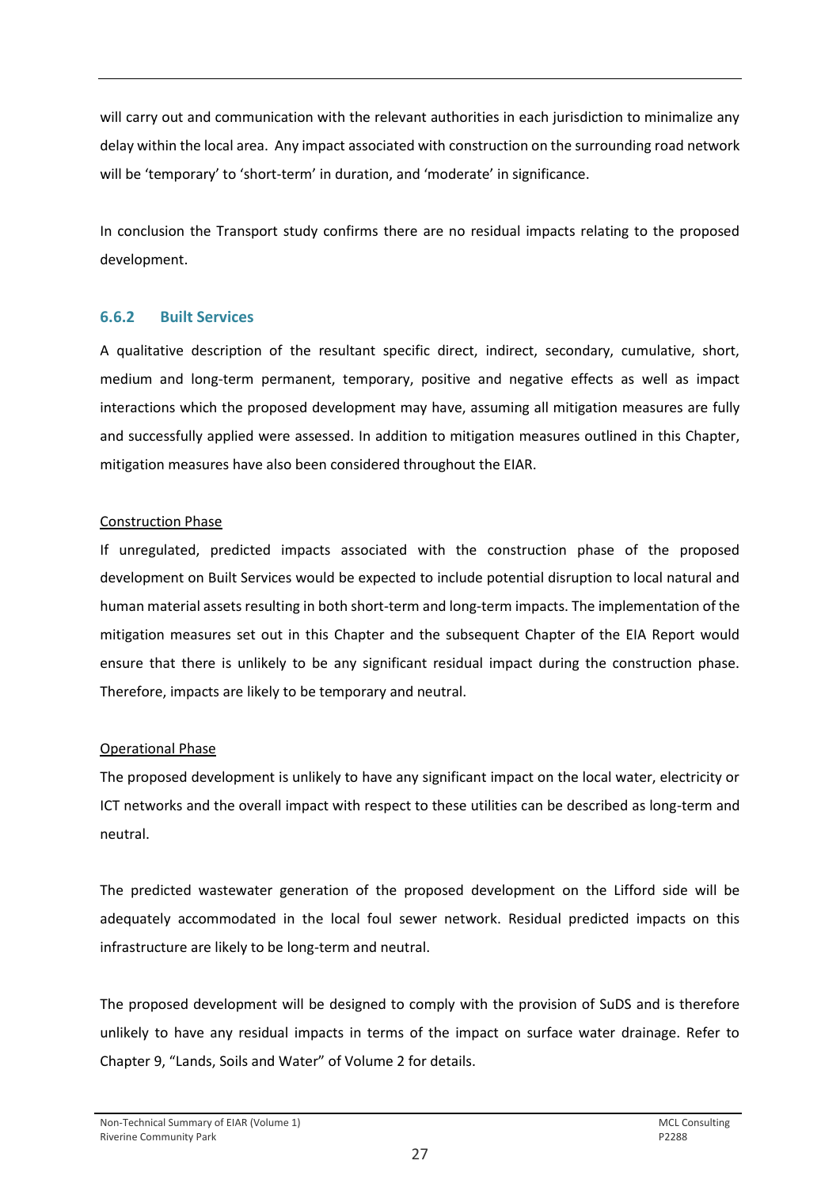will carry out and communication with the relevant authorities in each jurisdiction to minimalize any delay within the local area. Any impact associated with construction on the surrounding road network will be 'temporary' to 'short-term' in duration, and 'moderate' in significance.

In conclusion the Transport study confirms there are no residual impacts relating to the proposed development.

### 6.6.2 Built Services

A qualitative description of the resultant specific direct, indirect, secondary, cumulative, short, medium and long-term permanent, temporary, positive and negative effects as well as impact interactions which the proposed development may have, assuming all mitigation measures are fully and successfully applied were assessed. In addition to mitigation measures outlined in this Chapter, mitigation measures have also been considered throughout the EIAR.

<u>Construction Phase</u>

If unregulated, predicted impacts associated with the construction phase of the proposed development on Built Services would be expected to include potential disruption to local natural and human material assets resulting in both short-term and long-term impacts. The implementation of the mitigation measures set out in this Chapter and the subsequent Chapter of the EIA Report would ensure that there is unlikely to be any significant residual impact during the construction phase. Therefore, impacts are likely to be temporary and neutral.

<u>Operational Phase</u>

The proposed development is unlikely to have any significant impact on the local water, electricity or ICT networks and the overall impact with respect to these utilities can be described as long-term and neutral.

The predicted wastewater generation of the proposed development on the Lifford side will be adequately accommodated in the local foul sewer network. Residual predicted impacts on this infrastructure are likely to be long-term and neutral.

The proposed development will be designed to comply with the provision of SuDS and is therefore unlikely to have any residual impacts in terms of the impact on surface water drainage. Refer to Chapter 9, "Lands, Soils and Water" of Volume 2 for details.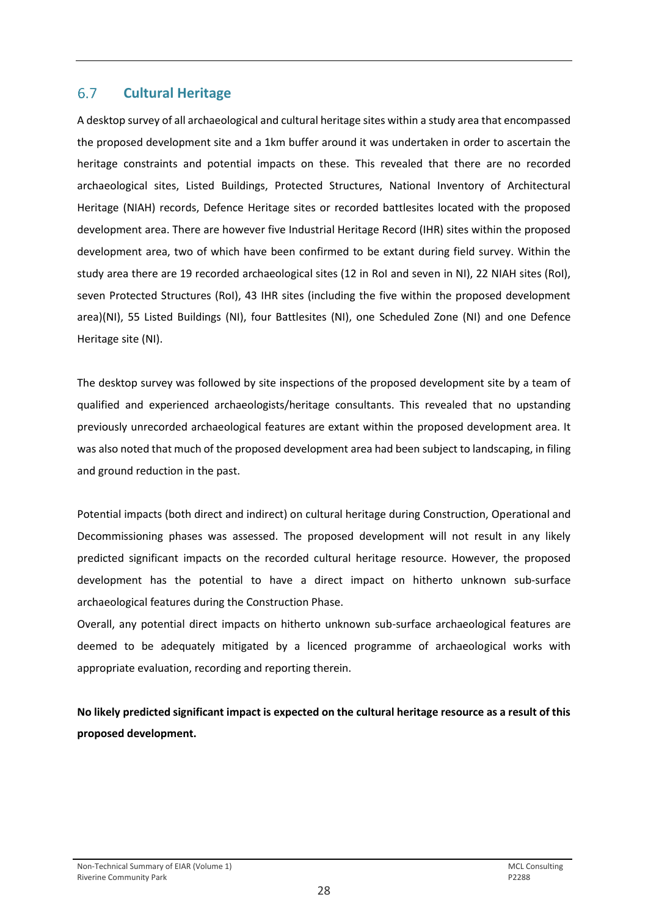## 6.7 Cultural Heritage

A desktop survey of all archaeological and cultural heritage sites within a study area that encompassed the proposed development site and a 1km buffer around it was undertaken in order to ascertain the heritage constraints and potential impacts on these. This revealed that there are no recorded archaeological sites, Listed Buildings, Protected Structures, National Inventory of Architectural Heritage (NIAH) records, Defence Heritage sites or recorded battlesites located with the proposed development area. There are however five Industrial Heritage Record (IHR) sites within the proposed development area, two of which have been confirmed to be extant during field survey. Within the study area there are 19 recorded archaeological sites (12 in RoI and seven in NI), 22 NIAH sites (RoI), seven Protected Structures (RoI), 43 IHR sites (including the five within the proposed development area)(NI), 55 Listed Buildings (NI), four Battlesites (NI), one Scheduled Zone (NI) and one Defence Heritage site (NI).

The desktop survey was followed by site inspections of the proposed development site by a team of qualified and experienced archaeologists/heritage consultants. This revealed that no upstanding previously unrecorded archaeological features are extant within the proposed development area. It was also noted that much of the proposed development area had been subject to landscaping, in filing and ground reduction in the past.

Potential impacts (both direct and indirect) on cultural heritage during Construction, Operational and Decommissioning phases was assessed. The proposed development will not result in any likely predicted significant impacts on the recorded cultural heritage resource. However, the proposed development has the potential to have a direct impact on hitherto unknown sub-surface archaeological features during the Construction Phase.

Overall, any potential direct impacts on hitherto unknown sub-surface archaeological features are deemed to be adequately mitigated by a licenced programme of archaeological works with appropriate evaluation, recording and reporting therein.

**No likely predicted significant impact is expected on the cultural heritage resource as a result of this proposed development.**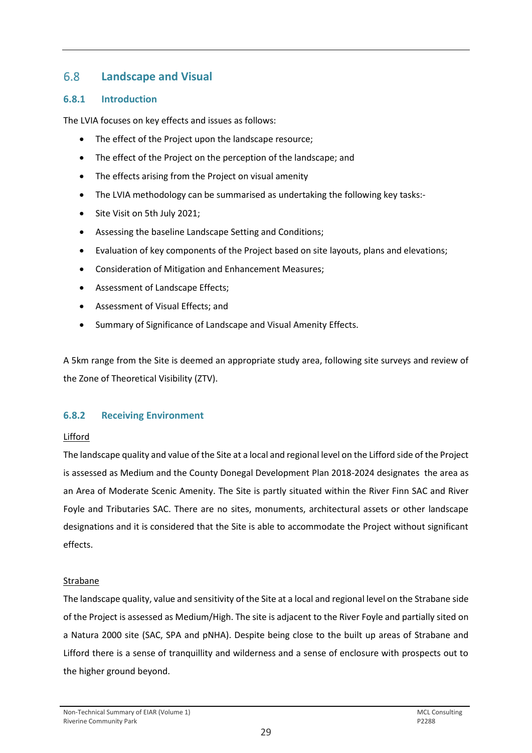## 6.8 Landscape and Visual

### 6.8.1 Introduction

The LVIA focuses on key effects and issues as follows:

- The effect of the Project upon the landscape resource;
- The effect of the Project on the perception of the landscape; and
- The effects arising from the Project on visual amenity
- The LVIA methodology can be summarised as undertaking the following key tasks:-
- Site Visit on 5th July 2021;
- Assessing the baseline Landscape Setting and Conditions;
- Evaluation of key components of the Project based on site layouts, plans and elevations;
- Consideration of Mitigation and Enhancement Measures;
- Assessment of Landscape Effects;
- Assessment of Visual Effects; and
- Summary of Significance of Landscape and Visual Amenity Effects.

A 5km range from the Site is deemed an appropriate study area, following site surveys and review of the Zone of Theoretical Visibility (ZTV).

### 6.8.2 Receiving Environment

<u>Lifford</u>

The landscape quality and value of the Site at a local and regional level on the Lifford side of the Project is assessed as Medium and the County Donegal Development Plan 2018-2024 designates the area as an Area of Moderate Scenic Amenity. The Site is partly situated within the River Finn SAC and River Foyle and Tributaries SAC. There are no sites, monuments, architectural assets or other landscape designations and it is considered that the Site is able to accommodate the Project without significant effects.

<u>Strabane</u>

The landscape quality, value and sensitivity of the Site at a local and regional level on the Strabane side of the Project is assessed as Medium/High. The site is adjacent to the River Foyle and partially sited on a Natura 2000 site (SAC, SPA and pNHA). Despite being close to the built up areas of Strabane and Lifford there is a sense of tranquillity and wilderness and a sense of enclosure with prospects out to the higher ground beyond.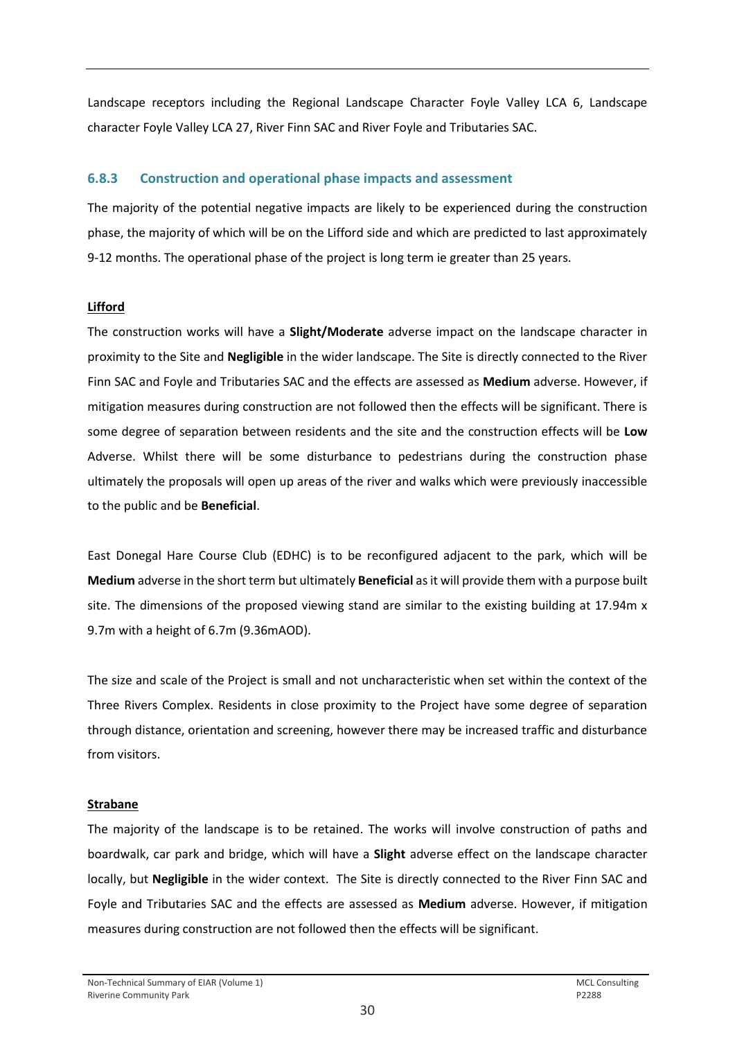Landscape receptors including the Regional Landscape Character Foyle Valley LCA 6, Landscape character Foyle Valley LCA 27, River Finn SAC and River Foyle and Tributaries SAC.

### 6.8.3 Construction and operational phase impacts and assessment

The majority of the potential negative impacts are likely to be experienced during the construction phase, the majority of which will be on the Lifford side and which are predicted to last approximately 9-12 months. The operational phase of the project is long term ie greater than 25 years.

**Lifford**

The construction works will have a **Slight/Moderate** adverse impact on the landscape character in proximity to the Site and **Negligible** in the wider landscape. The Site is directly connected to the River Finn SAC and Foyle and Tributaries SAC and the effects are assessed as **Medium** adverse. However, if mitigation measures during construction are not followed then the effects will be significant. There is some degree of separation between residents and the site and the construction effects will be **Low** Adverse. Whilst there will be some disturbance to pedestrians during the construction phase ultimately the proposals will open up areas of the river and walks which were previously inaccessible to the public and be **Beneficial**.

East Donegal Hare Course Club (EDHC) is to be reconfigured adjacent to the park, which will be **Medium** adverse in the short term but ultimately **Beneficial** as it will provide them with a purpose built site. The dimensions of the proposed viewing stand are similar to the existing building at 17.94m x 9.7m with a height of 6.7m (9.36mAOD).

The size and scale of the Project is small and not uncharacteristic when set within the context of the Three Rivers Complex. Residents in close proximity to the Project have some degree of separation through distance, orientation and screening, however there may be increased traffic and disturbance from visitors.

**Strabane**

The majority of the landscape is to be retained. The works will involve construction of paths and boardwalk, car park and bridge, which will have a **Slight** adverse effect on the landscape character locally, but **Negligible** in the wider context. The Site is directly connected to the River Finn SAC and Foyle and Tributaries SAC and the effects are assessed as **Medium** adverse. However, if mitigation measures during construction are not followed then the effects will be significant.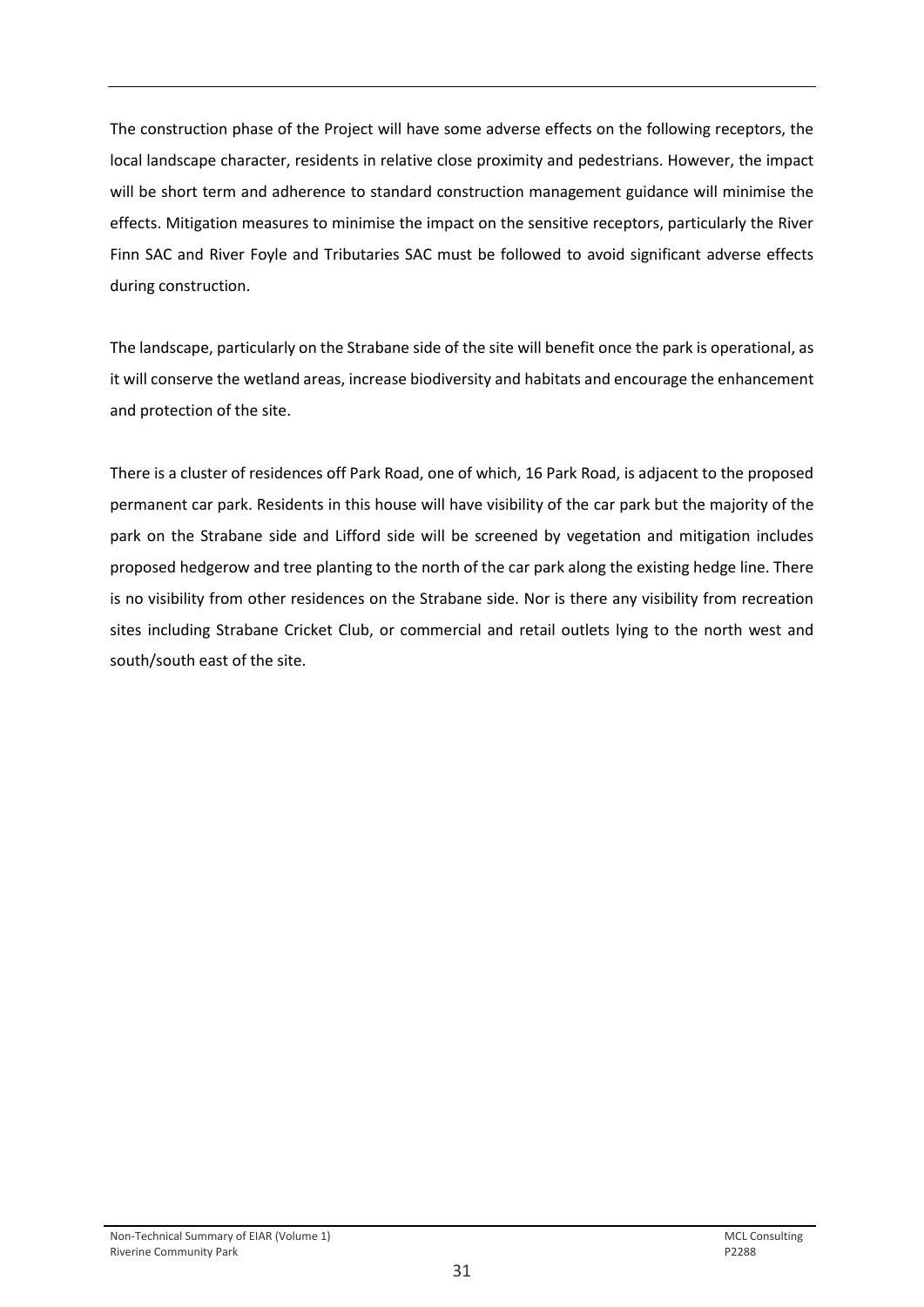The construction phase of the Project will have some adverse effects on the following receptors, the local landscape character, residents in relative close proximity and pedestrians. However, the impact will be short term and adherence to standard construction management guidance will minimise the effects. Mitigation measures to minimise the impact on the sensitive receptors, particularly the River Finn SAC and River Foyle and Tributaries SAC must be followed to avoid significant adverse effects during construction.

The landscape, particularly on the Strabane side of the site will benefit once the park is operational, as it will conserve the wetland areas, increase biodiversity and habitats and encourage the enhancement and protection of the site.

There is a cluster of residences off Park Road, one of which, 16 Park Road, is adjacent to the proposed permanent car park. Residents in this house will have visibility of the car park but the majority of the park on the Strabane side and Lifford side will be screened by vegetation and mitigation includes proposed hedgerow and tree planting to the north of the car park along the existing hedge line. There is no visibility from other residences on the Strabane side. Nor is there any visibility from recreation sites including Strabane Cricket Club, or commercial and retail outlets lying to the north west and south/south east of the site.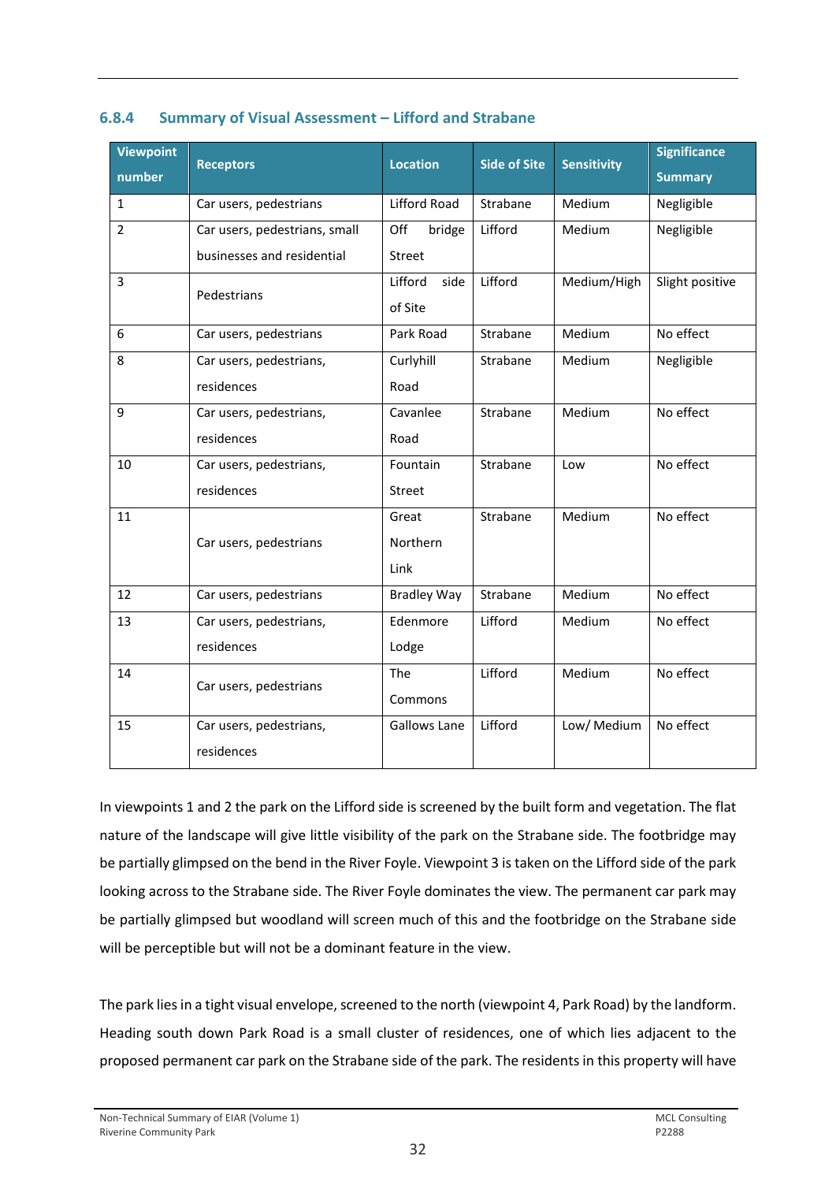### 6.8.4 Summary of Visual Assessment – Lifford and Strabane

| Viewpoint number | Receptors | Location | Side of Site | Sensitivity | Significance Summary |
|---|---|---|---|---|---|
| 1 | Car users, pedestrians | Lifford Road | Strabane | Medium | Negligible |
| 2 | Car users, pedestrians, small businesses and residential | Off bridge Street | Lifford | Medium | Negligible |
| 3 | Pedestrians | Lifford side of Site | Lifford | Medium/High | Slight positive |
| 6 | Car users, pedestrians | Park Road | Strabane | Medium | No effect |
| 8 | Car users, pedestrians, residences | Curlyhill Road | Strabane | Medium | Negligible |
| 9 | Car users, pedestrians, residences | Cavanlee Road | Strabane | Medium | No effect |
| 10 | Car users, pedestrians, residences | Fountain Street | Strabane | Low | No effect |
| 11 | Car users, pedestrians | Great Northern Link | Strabane | Medium | No effect |
| 12 | Car users, pedestrians | Bradley Way | Strabane | Medium | No effect |
| 13 | Car users, pedestrians, residences | Edenmore Lodge | Lifford | Medium | No effect |
| 14 | Car users, pedestrians | The Commons | Lifford | Medium | No effect |
| 15 | Car users, pedestrians, residences | Gallows Lane | Lifford | Low/ Medium | No effect |

In viewpoints 1 and 2 the park on the Lifford side is screened by the built form and vegetation. The flat nature of the landscape will give little visibility of the park on the Strabane side. The footbridge may be partially glimpsed on the bend in the River Foyle. Viewpoint 3 is taken on the Lifford side of the park looking across to the Strabane side. The River Foyle dominates the view. The permanent car park may be partially glimpsed but woodland will screen much of this and the footbridge on the Strabane side will be perceptible but will not be a dominant feature in the view.

The park lies in a tight visual envelope, screened to the north (viewpoint 4, Park Road) by the landform. Heading south down Park Road is a small cluster of residences, one of which lies adjacent to the proposed permanent car park on the Strabane side of the park. The residents in this property will have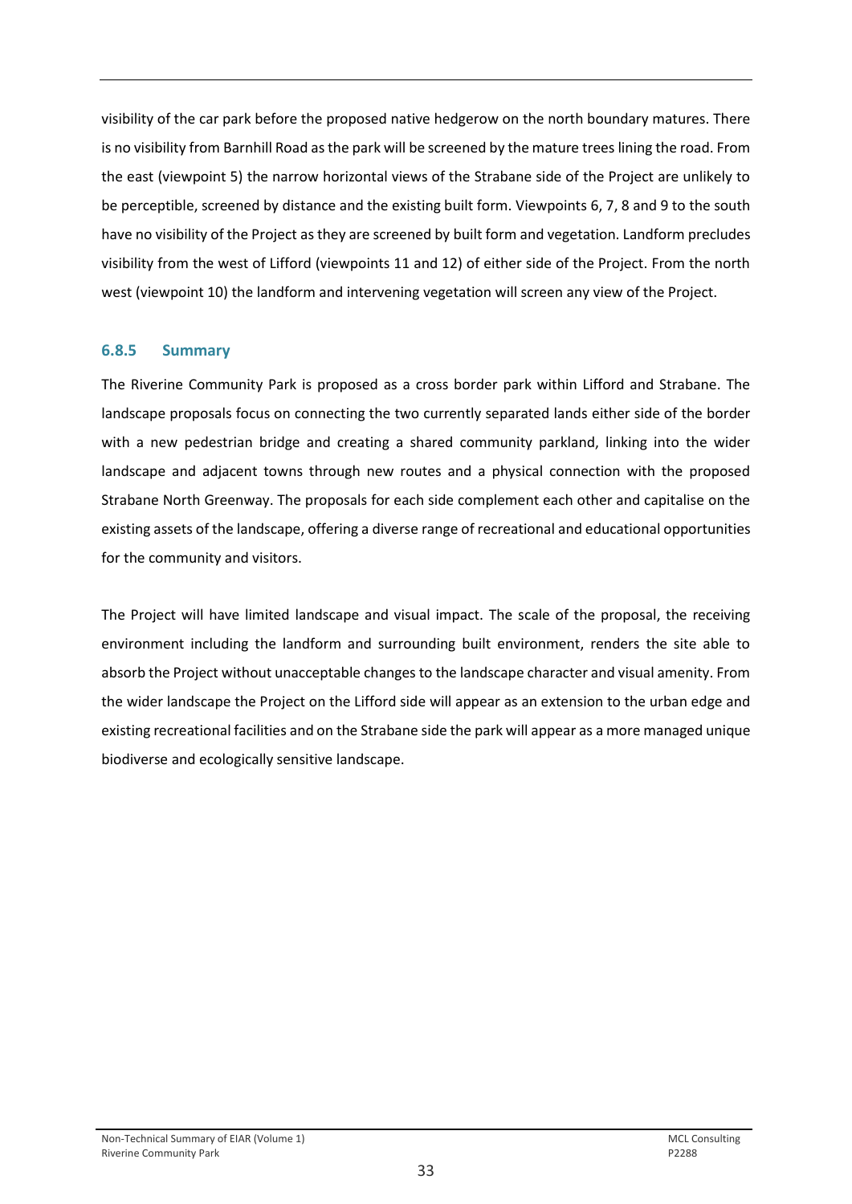visibility of the car park before the proposed native hedgerow on the north boundary matures. There is no visibility from Barnhill Road as the park will be screened by the mature trees lining the road. From the east (viewpoint 5) the narrow horizontal views of the Strabane side of the Project are unlikely to be perceptible, screened by distance and the existing built form. Viewpoints 6, 7, 8 and 9 to the south have no visibility of the Project as they are screened by built form and vegetation. Landform precludes visibility from the west of Lifford (viewpoints 11 and 12) of either side of the Project. From the north west (viewpoint 10) the landform and intervening vegetation will screen any view of the Project.

### 6.8.5 Summary

The Riverine Community Park is proposed as a cross border park within Lifford and Strabane. The landscape proposals focus on connecting the two currently separated lands either side of the border with a new pedestrian bridge and creating a shared community parkland, linking into the wider landscape and adjacent towns through new routes and a physical connection with the proposed Strabane North Greenway. The proposals for each side complement each other and capitalise on the existing assets of the landscape, offering a diverse range of recreational and educational opportunities for the community and visitors.

The Project will have limited landscape and visual impact. The scale of the proposal, the receiving environment including the landform and surrounding built environment, renders the site able to absorb the Project without unacceptable changes to the landscape character and visual amenity. From the wider landscape the Project on the Lifford side will appear as an extension to the urban edge and existing recreational facilities and on the Strabane side the park will appear as a more managed unique biodiverse and ecologically sensitive landscape.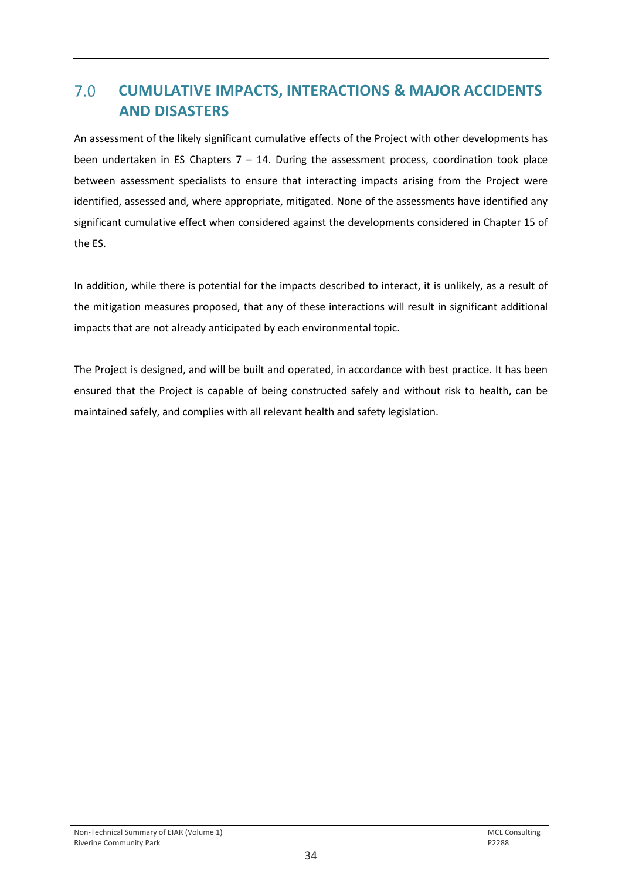# 7.0 CUMULATIVE IMPACTS, INTERACTIONS & MAJOR ACCIDENTS AND DISASTERS

An assessment of the likely significant cumulative effects of the Project with other developments has been undertaken in ES Chapters 7 – 14. During the assessment process, coordination took place between assessment specialists to ensure that interacting impacts arising from the Project were identified, assessed and, where appropriate, mitigated. None of the assessments have identified any significant cumulative effect when considered against the developments considered in Chapter 15 of the ES.

In addition, while there is potential for the impacts described to interact, it is unlikely, as a result of the mitigation measures proposed, that any of these interactions will result in significant additional impacts that are not already anticipated by each environmental topic.

The Project is designed, and will be built and operated, in accordance with best practice. It has been ensured that the Project is capable of being constructed safely and without risk to health, can be maintained safely, and complies with all relevant health and safety legislation.